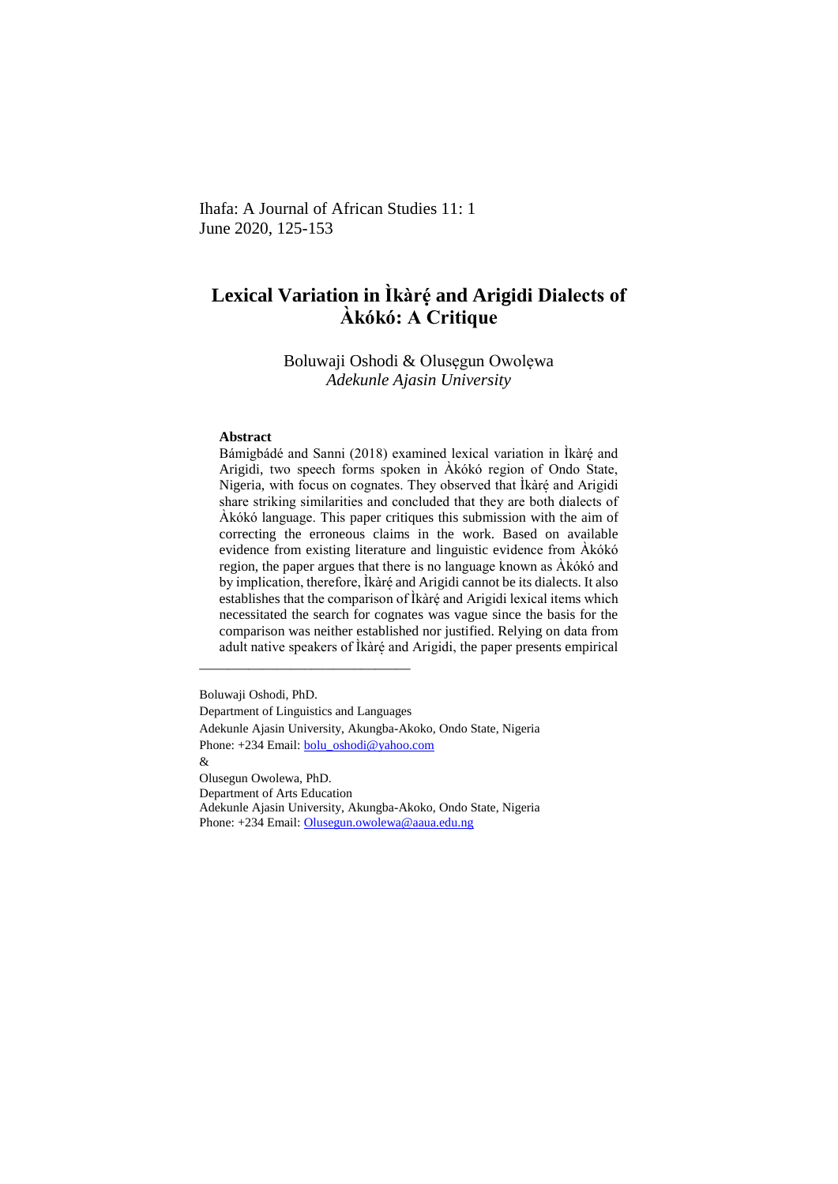Ihafa: A Journal of African Studies 11: 1
June 2020, 125-153

# Lexical Variation in Ìkàrẹ́ and Arigidi Dialects of Àkókó: A Critique

Boluwaji Oshodi & Olusẹgun Owolẹwa
*Adekunle Ajasin University*

**Abstract**

Bámigbádé and Sanni (2018) examined lexical variation in Ìkàrẹ́ and Arigidi, two speech forms spoken in Àkókó region of Ondo State, Nigeria, with focus on cognates. They observed that Ìkàrẹ́ and Arigidi share striking similarities and concluded that they are both dialects of Àkókó language. This paper critiques this submission with the aim of correcting the erroneous claims in the work. Based on available evidence from existing literature and linguistic evidence from Àkókó region, the paper argues that there is no language known as Àkókó and by implication, therefore, Ìkàrẹ́ and Arigidi cannot be its dialects. It also establishes that the comparison of Ìkàrẹ́ and Arigidi lexical items which necessitated the search for cognates was vague since the basis for the comparison was neither established nor justified. Relying on data from adult native speakers of Ìkàrẹ́ and Arigidi, the paper presents empirical

---

Boluwaji Oshodi, PhD.
Department of Linguistics and Languages
Adekunle Ajasin University, Akungba-Akoko, Ondo State, Nigeria
Phone: +234 Email: bolu_oshodi@yahoo.com
&
Olusegun Owolewa, PhD.
Department of Arts Education
Adekunle Ajasin University, Akungba-Akoko, Ondo State, Nigeria
Phone: +234 Email: Olusegun.owolewa@aaua.edu.ng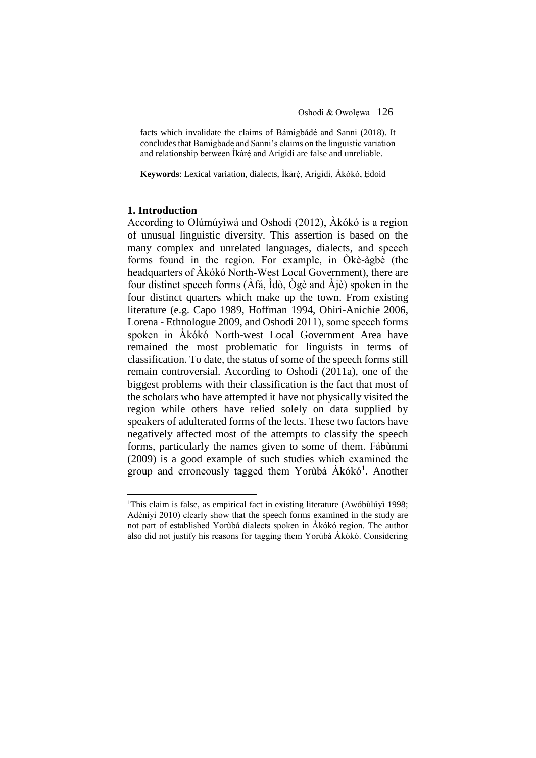facts which invalidate the claims of Bámigbádé and Sanni (2018). It concludes that Bamigbade and Sanni's claims on the linguistic variation and relationship between Ìkàrẹ́ and Arigidi are false and unreliable.

**Keywords**: Lexical variation, dialects, Ìkàrẹ́, Arigidi, Àkókó, Ẹdoid

## 1. Introduction

According to Olúmúyìwá and Oshodi (2012), Àkókó is a region of unusual linguistic diversity. This assertion is based on the many complex and unrelated languages, dialects, and speech forms found in the region. For example, in Òkè-àgbè (the headquarters of Àkókó North-West Local Government), there are four distinct speech forms (Àfá, Ìdò, Ògè and Àjè) spoken in the four distinct quarters which make up the town. From existing literature (e.g. Capo 1989, Hoffman 1994, Ohiri-Anichie 2006, Lorena - Ethnologue 2009, and Oshodi 2011), some speech forms spoken in Àkókó North-west Local Government Area have remained the most problematic for linguists in terms of classification. To date, the status of some of the speech forms still remain controversial. According to Oshodi (2011a), one of the biggest problems with their classification is the fact that most of the scholars who have attempted it have not physically visited the region while others have relied solely on data supplied by speakers of adulterated forms of the lects. These two factors have negatively affected most of the attempts to classify the speech forms, particularly the names given to some of them. Fábùnmi (2009) is a good example of such studies which examined the group and erroneously tagged them Yorùbá Àkókó[1]. Another

[1]This claim is false, as empirical fact in existing literature (Awóbùlúyì 1998; Adéníyi 2010) clearly show that the speech forms examined in the study are not part of established Yorùbá dialects spoken in Àkókó region. The author also did not justify his reasons for tagging them Yorùbá Àkókó. Considering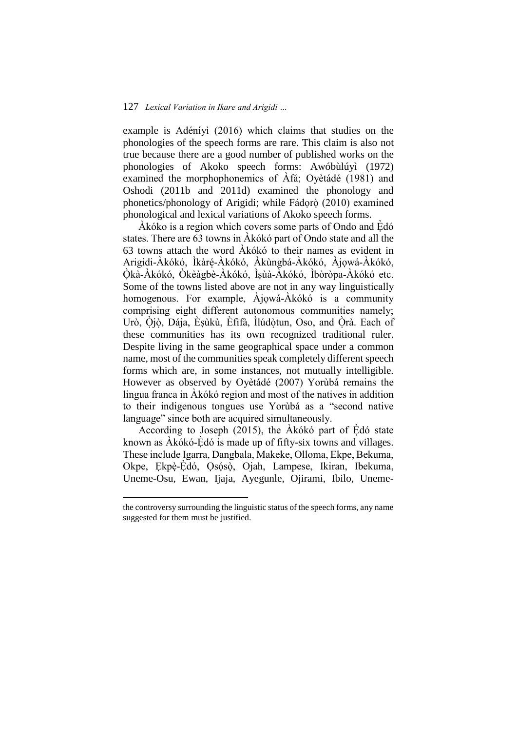example is Adéníyì (2016) which claims that studies on the phonologies of the speech forms are rare. This claim is also not true because there are a good number of published works on the phonologies of Akoko speech forms: Awóbùlúyì (1972) examined the morphophonemics of Àfá; Oyètádé (1981) and Oshodi (2011b and 2011d) examined the phonology and phonetics/phonology of Arigidi; while Fádọrọ̀ (2010) examined phonological and lexical variations of Akoko speech forms.

Àkóko is a region which covers some parts of Ondo and Ẹ̀dó states. There are 63 towns in Àkókó part of Ondo state and all the 63 towns attach the word Àkókó to their names as evident in Arigidi-Àkókó, Ìkàré-Àkókó, Àkùngbá-Àkókó, Àjọwá-Àkókó, Ọ̀kà-Àkókó, Òkèàgbè-Àkókó, Ìṣùà-Àkókó, Ìbòròpa-Àkókó etc. Some of the towns listed above are not in any way linguistically homogenous. For example, Àjọwá-Àkókó is a community comprising eight different autonomous communities namely; Urò, Ọ̀jọ̀, Dája, Èṣùkù, Èfífà, Ìlúdọ̀tun, Oso, and Ọ̀rà. Each of these communities has its own recognized traditional ruler. Despite living in the same geographical space under a common name, most of the communities speak completely different speech forms which are, in some instances, not mutually intelligible. However as observed by Oyètádé (2007) Yorùbá remains the lingua franca in Àkókó region and most of the natives in addition to their indigenous tongues use Yorùbá as a "second native language" since both are acquired simultaneously.

According to Joseph (2015), the Àkókó part of Ẹ̀dó state known as Àkókó-Ẹ̀dó is made up of fifty-six towns and villages. These include Igarra, Dangbala, Makeke, Olloma, Ekpe, Bekuma, Okpe, Ẹkpẹ̀-Ẹ̀dó, Ọsọ́sọ̀, Ojah, Lampese, Ikiran, Ibekuma, Uneme-Osu, Ewan, Ijaja, Ayegunle, Ojirami, Ibilo, Uneme-

the controversy surrounding the linguistic status of the speech forms, any name suggested for them must be justified.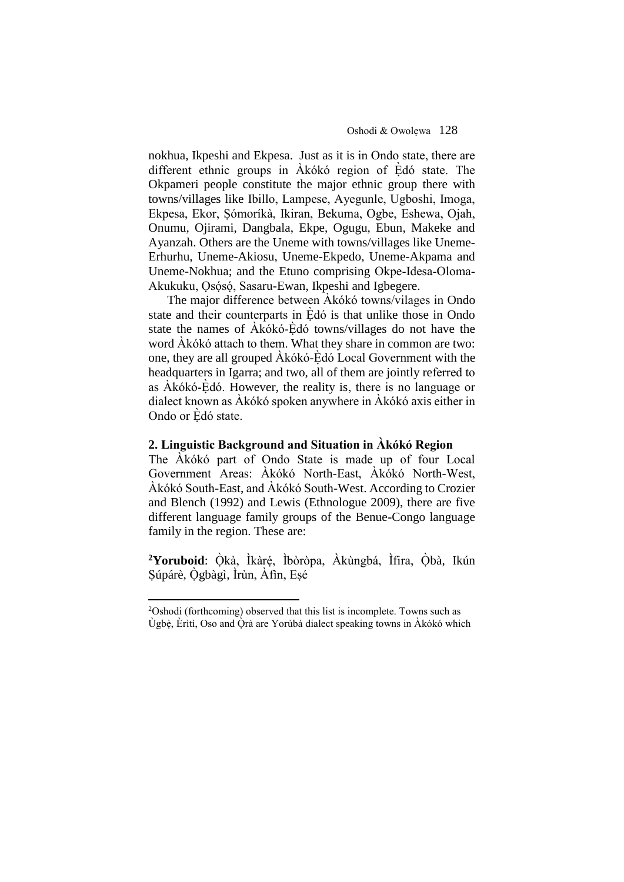nokhua, Ikpeshi and Ekpesa. Just as it is in Ondo state, there are different ethnic groups in Àkókó region of Ẹ̀dó state. The Okpameri people constitute the major ethnic group there with towns/villages like Ibillo, Lampese, Ayegunle, Ugboshi, Imoga, Ekpesa, Ekor, Ṣómoríkà, Ikiran, Bekuma, Ogbe, Eshewa, Ojah, Onumu, Ojirami, Dangbala, Ekpe, Ogugu, Ebun, Makeke and Ayanzah. Others are the Uneme with towns/villages like Uneme-Erhurhu, Uneme-Akiosu, Uneme-Ekpedo, Uneme-Akpama and Uneme-Nokhua; and the Etuno comprising Okpe-Idesa-Oloma-Akukuku, Ọsọ́sọ́, Sasaru-Ewan, Ikpeshi and Igbegere.

The major difference between Àkókó towns/vilages in Ondo state and their counterparts in Ẹ̀dó is that unlike those in Ondo state the names of Àkókó-Ẹ̀dó towns/villages do not have the word Àkókó attach to them. What they share in common are two: one, they are all grouped Àkókó-Ẹ̀dó Local Government with the headquarters in Igarra; and two, all of them are jointly referred to as Àkókó-Ẹ̀dó. However, the reality is, there is no language or dialect known as Àkókó spoken anywhere in Àkókó axis either in Ondo or Ẹ̀dó state.

## 2. Linguistic Background and Situation in Àkókó Region

The Àkókó part of Ondo State is made up of four Local Government Areas: Àkókó North-East, Àkókó North-West, Àkókó South-East, and Àkókó South-West. According to Crozier and Blench (1992) and Lewis (Ethnologue 2009), there are five different language family groups of the Benue-Congo language family in the region. These are:

[2]**Yoruboid**: Ọ̀kà, Ìkàrẹ́, Ìbòròpa, Àkùngbá, Ìfira, Ọ̀bà, Ikún Ṣúpárè, Ọ̀gbàgì, Ìrùn, Àfin, Eṣé

[2]Oshodi (forthcoming) observed that this list is incomplete. Towns such as Ùgbẹ̀, Èrìtì, Oso and Ọ̀rà are Yorùbá dialect speaking towns in Àkókó which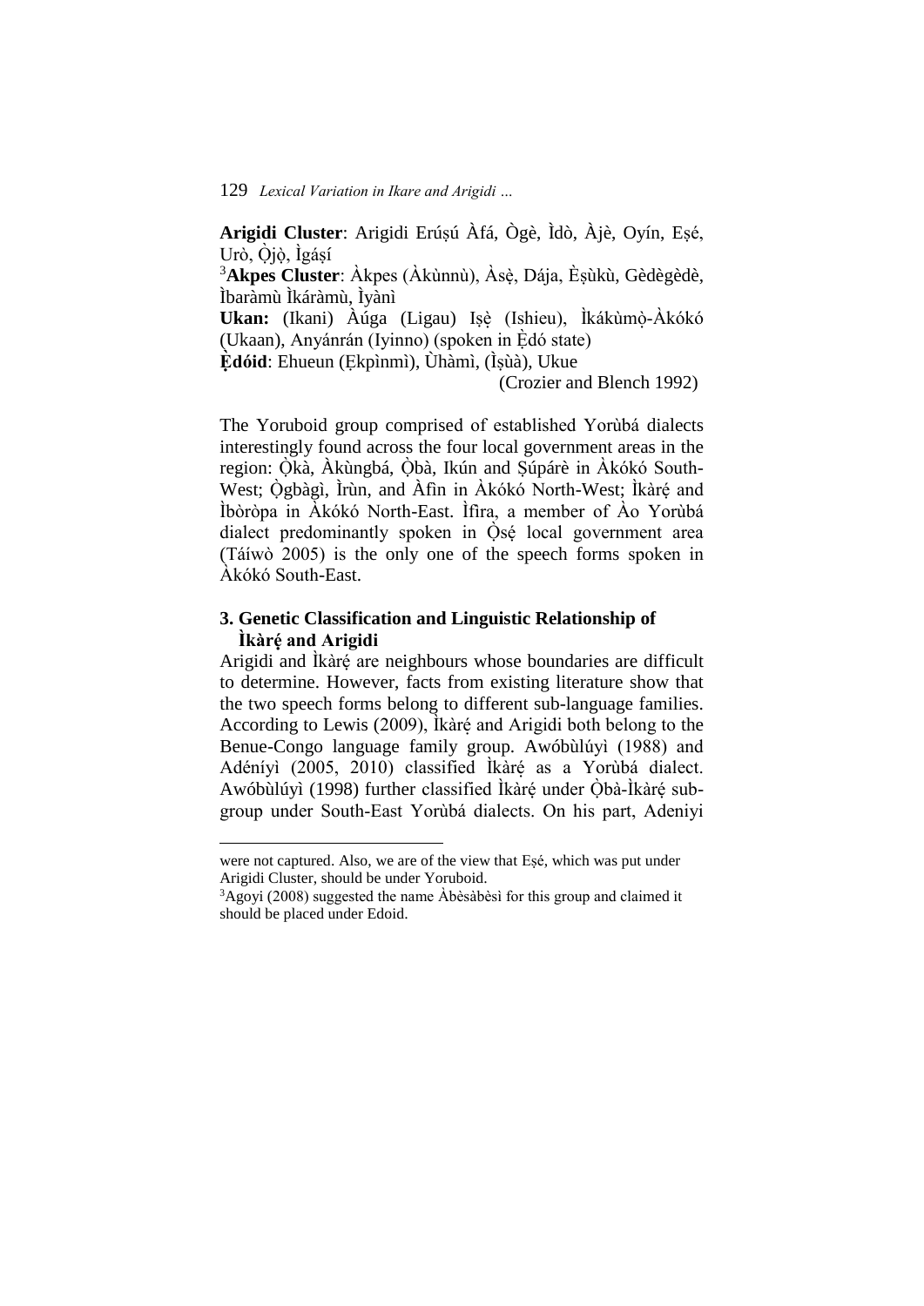**Arigidi Cluster**: Arigidi Erúṣú Àfá, Ògè, Ìdò, Àjè, Oyín, Eṣé, Urò, Ọ̀jọ̀, Ìgáṣí

[3]**Akpes Cluster**: Àkpes (Àkùnnù), Àsẹ̀, Dája, Èṣùkù, Gèdègèdè, Ìbaràmù Ìkáràmù, Ìyànì

**Ukan:** (Ikani) Àúga (Ligau) Iṣẹ̀ (Iṣhieu), Ìkákùmọ̀-Àkókó (Ukaan), Anyánrán (Iyinno) (spoken in Ẹ̀dó state)

**Ẹ̀dóid**: Ehueun (Ẹkpìnmì), Ùhàmì, (Ìṣùà), Ukue

(Crozier and Blench 1992)

The Yoruboid group comprised of established Yorùbá dialects interestingly found across the four local government areas in the region: Ọ̀kà, Àkùngbá, Ọ̀bà, Ikún and Ṣúpárè in Àkókó South-West; Ọ̀gbàgì, Ìrùn, and Àfìn in Àkókó North-West; Ìkàrẹ́ and Ìbòròpa in Àkókó North-East. Ìfìra, a member of Ào Yorùbá dialect predominantly spoken in Ọ̀sẹ́ local government area (Táíwò 2005) is the only one of the speech forms spoken in Àkókó South-East.

## 3. Genetic Classification and Linguistic Relationship of Ìkàrẹ́ and Arigidi

Arigidi and Ìkàrẹ́ are neighbours whose boundaries are difficult to determine. However, facts from existing literature show that the two speech forms belong to different sub-language families. According to Lewis (2009), Ìkàrẹ́ and Arigidi both belong to the Benue-Congo language family group. Awóbùlúyì (1988) and Adéníyì (2005, 2010) classified Ìkàrẹ́ as a Yorùbá dialect. Awóbùlúyì (1998) further classified Ìkàrẹ́ under Ọ̀bà-Ìkàrẹ́ sub-group under South-East Yorùbá dialects. On his part, Adeniyi

---

were not captured. Also, we are of the view that Eṣé, which was put under Arigidi Cluster, should be under Yoruboid.

[3]Agoyi (2008) suggested the name Àbèsàbèsì for this group and claimed it should be placed under Edoid.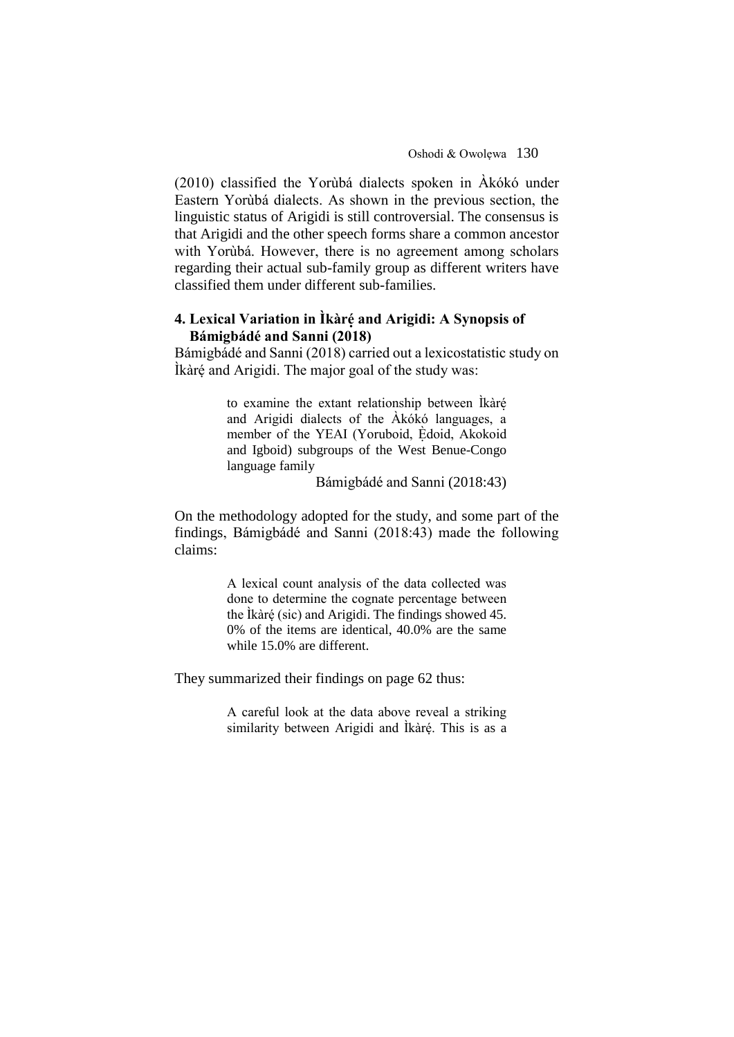(2010) classified the Yorùbá dialects spoken in Àkókó under Eastern Yorùbá dialects. As shown in the previous section, the linguistic status of Arigidi is still controversial. The consensus is that Arigidi and the other speech forms share a common ancestor with Yorùbá. However, there is no agreement among scholars regarding their actual sub-family group as different writers have classified them under different sub-families.

## 4. Lexical Variation in Ìkàrẹ́ and Arigidi: A Synopsis of Bámigbádé and Sanni (2018)

Bámigbádé and Sanni (2018) carried out a lexicostatistic study on Ìkàrẹ́ and Arigidi. The major goal of the study was:

> to examine the extant relationship between Ìkàrẹ́ and Arigidi dialects of the Àkókó languages, a member of the YEAI (Yoruboid, Ẹ̀doid, Akokoid and Igboid) subgroups of the West Benue-Congo language family
>
> Bámigbádé and Sanni (2018:43)

On the methodology adopted for the study, and some part of the findings, Bámigbádé and Sanni (2018:43) made the following claims:

> A lexical count analysis of the data collected was done to determine the cognate percentage between the Ìkàrẹ́ (sic) and Arigidi. The findings showed 45. 0% of the items are identical, 40.0% are the same while 15.0% are different.

They summarized their findings on page 62 thus:

> A careful look at the data above reveal a striking similarity between Arigidi and Ìkàrẹ́. This is as a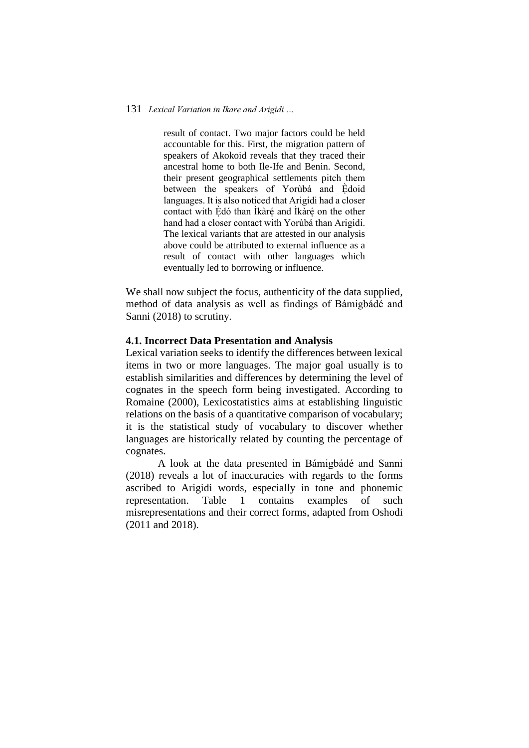> result of contact. Two major factors could be held accountable for this. First, the migration pattern of speakers of Akokoid reveals that they traced their ancestral home to both Ile-Ife and Benin. Second, their present geographical settlements pitch them between the speakers of Yorùbá and Ẹ̀doid languages. It is also noticed that Arigidi had a closer contact with Ẹ̀dó than Ìkàrẹ́ and Ìkàrẹ́ on the other hand had a closer contact with Yorùbá than Arigidi. The lexical variants that are attested in our analysis above could be attributed to external influence as a result of contact with other languages which eventually led to borrowing or influence.

We shall now subject the focus, authenticity of the data supplied, method of data analysis as well as findings of Bámigbádé and Sanni (2018) to scrutiny.

### 4.1. Incorrect Data Presentation and Analysis

Lexical variation seeks to identify the differences between lexical items in two or more languages. The major goal usually is to establish similarities and differences by determining the level of cognates in the speech form being investigated. According to Romaine (2000), Lexicostatistics aims at establishing linguistic relations on the basis of a quantitative comparison of vocabulary; it is the statistical study of vocabulary to discover whether languages are historically related by counting the percentage of cognates.

A look at the data presented in Bámigbádé and Sanni (2018) reveals a lot of inaccuracies with regards to the forms ascribed to Arigidi words, especially in tone and phonemic representation. Table 1 contains examples of such misrepresentations and their correct forms, adapted from Oshodi (2011 and 2018).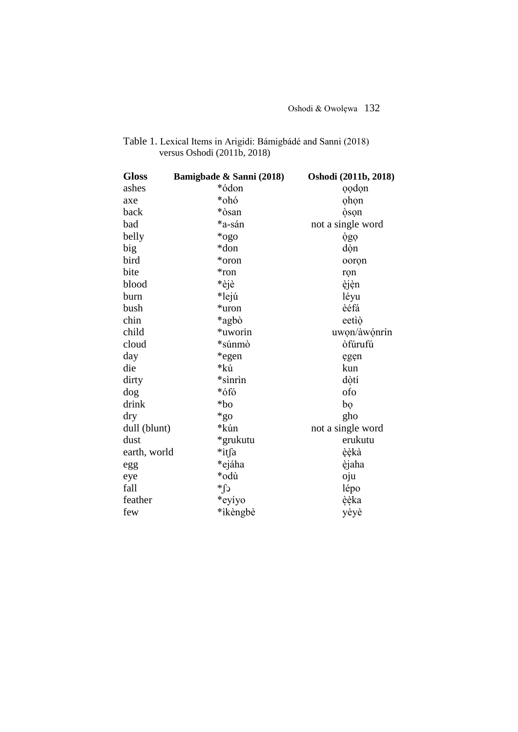Table 1. Lexical Items in Arigidi: Bámigbádé and Sanni (2018) versus Oshodi (2011b, 2018)

| Gloss | Bamigbade & Sanni (2018) | Oshodi (2011b, 2018) |
|---|---|---|
| ashes | *ódon | ọọdọn |
| axe | *ohó | ọhọn |
| back | *òsan | ọ̀sọn |
| bad | *a-sán | not a single word |
| belly | *ogo | ọ̀gọ |
| big | *don | dọ̀n |
| bird | *oron | oorọn |
| bite | *ron | rọn |
| blood | *èjè | ẹ̀jẹ̀n |
| burn | *lejú | léyu |
| bush | *uron | èéfá |
| chin | *agbò | eetìọ̀ |
| child | *uworin | uwọn/àwọ́nrín |
| cloud | *súnmò | òfúrufú |
| day | *egen | ẹgẹn |
| die | *kú | kun |
| dirty | *sìnrìn | dọ̀tí |
| dog | *ófó | ofo |
| drink | *bo | bọ |
| dry | *go | gho |
| dull (blunt) | *kún | not a single word |
| dust | *grukutu | erukutu |
| earth, world | *itʃa | ẹ̀ẹ̀kà |
| egg | *ejáha | ẹ̀jaha |
| eye | *odù | oju |
| fall | *ʃɔ | lépo |
| feather | *eyíyo | ẹ̀ẹ̀ka |
| few | *ìkèngbè | yèyè |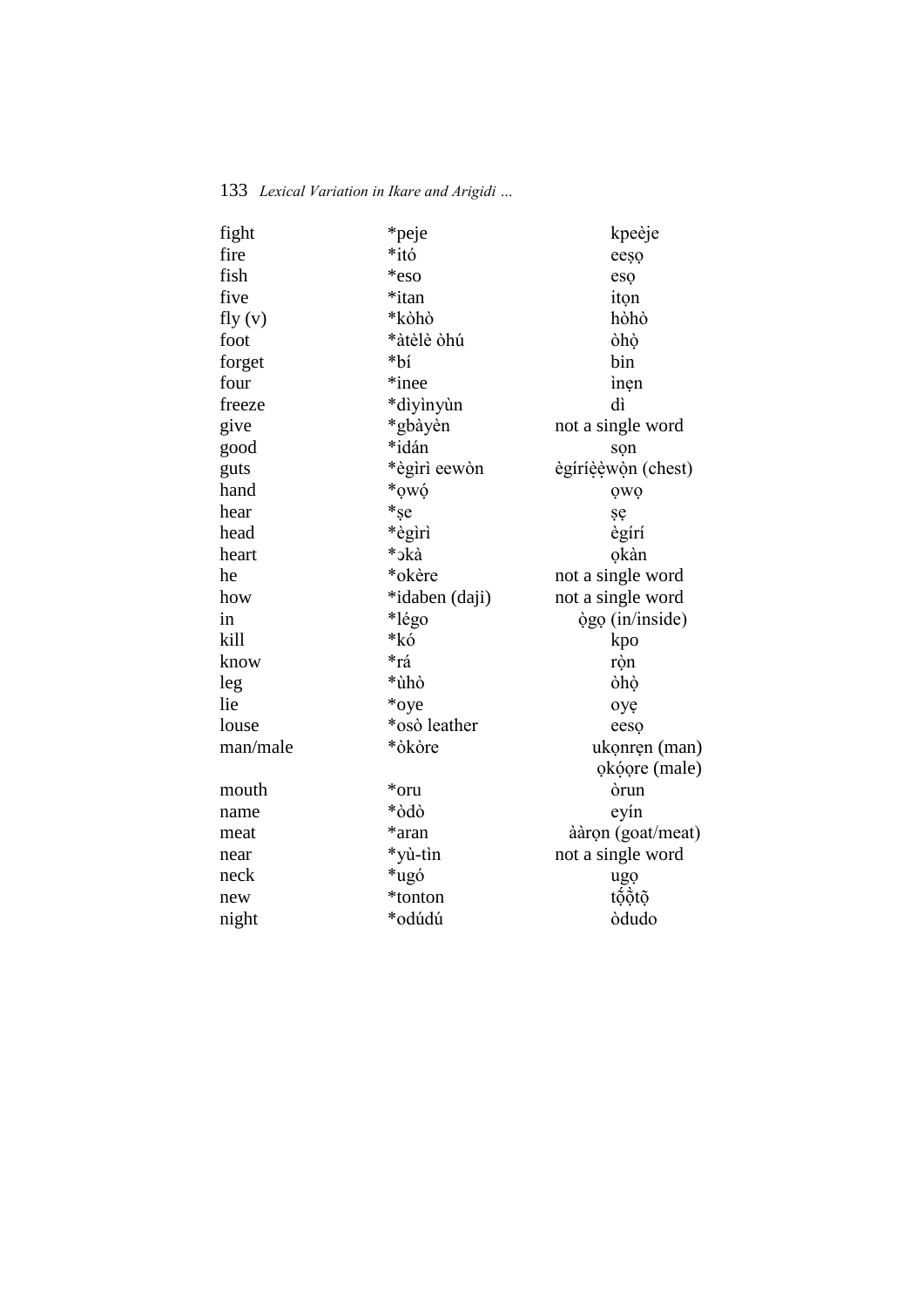| | | |
|---|---|---|
| fight | *peje | kpeèje |
| fire | *itó | eeṣọ |
| fish | *eso | esọ |
| five | *itan | itọn |
| fly (v) | *kòhò | hòhò |
| foot | *àtèlè òhú | òhọ̀ |
| forget | *bí | bin |
| four | *inee | ìnẹn |
| freeze | *dìyìnyùn | dì |
| give | *gbàyèn | not a single word |
| good | *idán | sọn |
| guts | *ègìrì eewòn | ègíríẹ̀ẹ̀wọ̀n (chest) |
| hand | *ọwọ́ | ọwọ |
| hear | *ṣe | ṣẹ |
| head | *ègìrì | ègírí |
| heart | *ɔkà | ọkàn |
| he | *okère | not a single word |
| how | *idaben (daji) | not a single word |
| in | *légo | ọ̀gọ (in/inside) |
| kill | *kó | kpo |
| know | *rá | rọ̀n |
| leg | *ùhò | òhọ̀ |
| lie | *oye | oyẹ |
| louse | *osò leather | eesọ |
| man/male | *òkòre | ukọnrẹn (man)<br>ọkọ́ọre (male) |
| mouth | *oru | òrun |
| name | *òdò | eyín |
| meat | *aran | ààrọn (goat/meat) |
| near | *yù-tìn | not a single word |
| neck | *ugó | ugọ |
| new | *tonton | tọ̃́ọ̃̀tọ̃ |
| night | *odúdú | òdudo |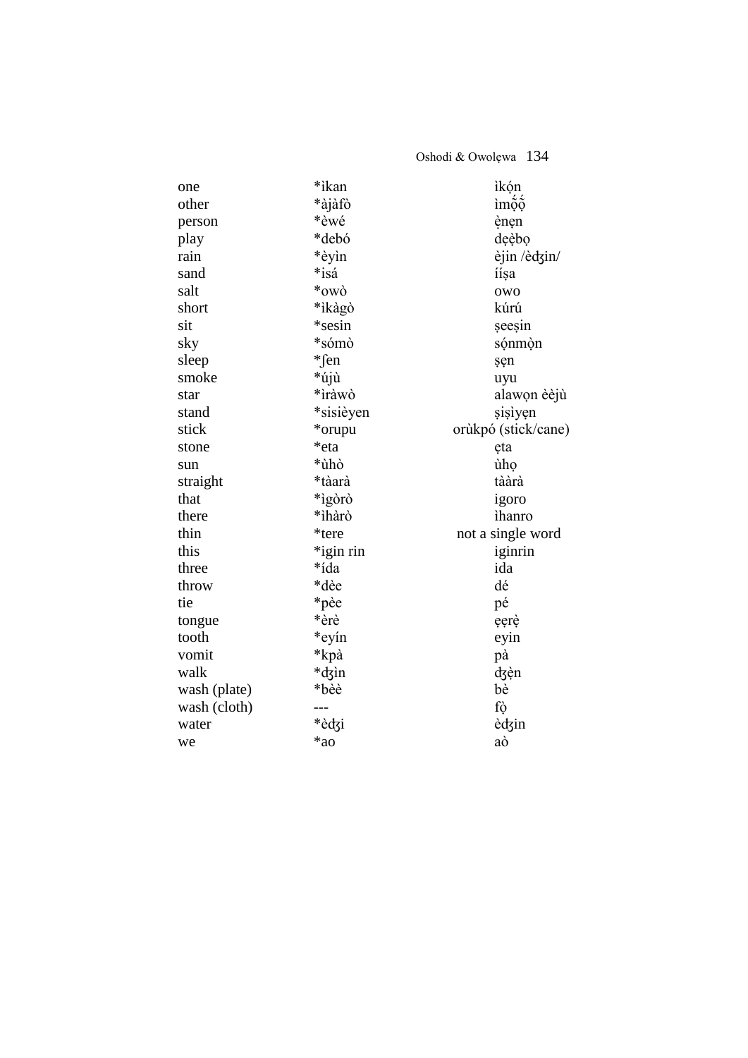| | | |
|---|---|---|
| one | *ìkan | ìkọ́n |
| other | *àjàfò | ìmọ́ọ́ |
| person | *èwé | ẹ̀nẹn |
| play | *debó | dẹ̀ẹ̀bọ |
| rain | *èyìn | èjin /èʤin/ |
| sand | *isá | íísạ |
| salt | *owò | owo |
| short | *ìkàgò | kúrú |
| sit | *sesin | ṣeeṣin |
| sky | *sómò | sọ́nmọ̀n |
| sleep | *ʃen | ṣẹn |
| smoke | *újù | uyu |
| star | *ìràwò | alawọn èèjù |
| stand | *sisièyen | ṣiṣìyẹn |
| stick | *orupu | orùkpó (stick/cane) |
| stone | *eta | ẹta |
| sun | *ùhò | ùhọ |
| straight | *tàarà | tààrà |
| that | *ìgòrò | igoro |
| there | *ìhàrò | ìhanro |
| thin | *tere | not a single word |
| this | *igin rin | iginrin |
| three | *ída | ida |
| throw | *dèe | dé |
| tie | *pèe | pé |
| tongue | *èrè | ẹ̀ẹrẹ̀ |
| tooth | *eyín | eyin |
| vomit | *kpà | pà |
| walk | *ʤìn | ʤẹ̀n |
| wash (plate) | *bèè | bè |
| wash (cloth) | --- | fọ̀ |
| water | *èʤi | èʤin |
| we | *ao | aò |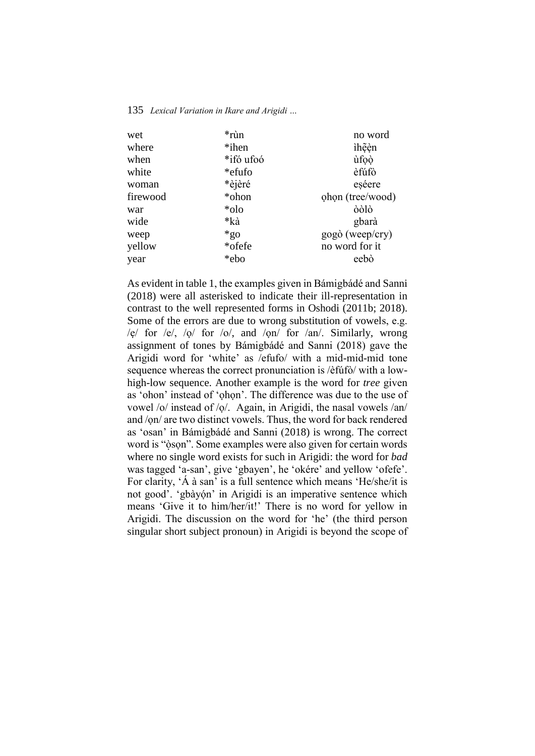| | | |
|---|---|---|
| wet | *rùn | no word |
| where | *ihen | ìhẹ̃ẹ̀n |
| when | *ifó ufoó | ùfọ̀ọ̀ |
| white | *efufo | èfúfò |
| woman | *èjèré | eṣéere |
| firewood | *ohon | ọhọn (tree/wood) |
| war | *olo | òòlò |
| wide | *kà | gbarà |
| weep | *go | gogò (weep/cry) |
| yellow | *ofefe | no word for it |
| year | *ebo | eebò |

As evident in table 1, the examples given in Bámigbádé and Sanni (2018) were all asterisked to indicate their ill-representation in contrast to the well represented forms in Oshodi (2011b; 2018). Some of the errors are due to wrong substitution of vowels, e.g. /ẹ/ for /e/, /ọ/ for /o/, and /ọn/ for /an/. Similarly, wrong assignment of tones by Bámigbádé and Sanni (2018) gave the Arigidi word for 'white' as /efufo/ with a mid-mid-mid tone sequence whereas the correct pronunciation is /èfúfò/ with a low-high-low sequence. Another example is the word for *tree* given as 'ohon' instead of 'ọhọn'. The difference was due to the use of vowel /o/ instead of /ọ/. Again, in Arigidi, the nasal vowels /an/ and /ọn/ are two distinct vowels. Thus, the word for back rendered as 'osan' in Bámigbádé and Sanni (2018) is wrong. The correct word is "ọ̀sọn". Some examples were also given for certain words where no single word exists for such in Arigidi: the word for *bad* was tagged 'a-san', give 'gbayen', he 'okére' and yellow 'ofefe'. For clarity, 'Á à san' is a full sentence which means 'He/she/it is not good'. 'gbàyọ́n' in Arigidi is an imperative sentence which means 'Give it to him/her/it!' There is no word for yellow in Arigidi. The discussion on the word for 'he' (the third person singular short subject pronoun) in Arigidi is beyond the scope of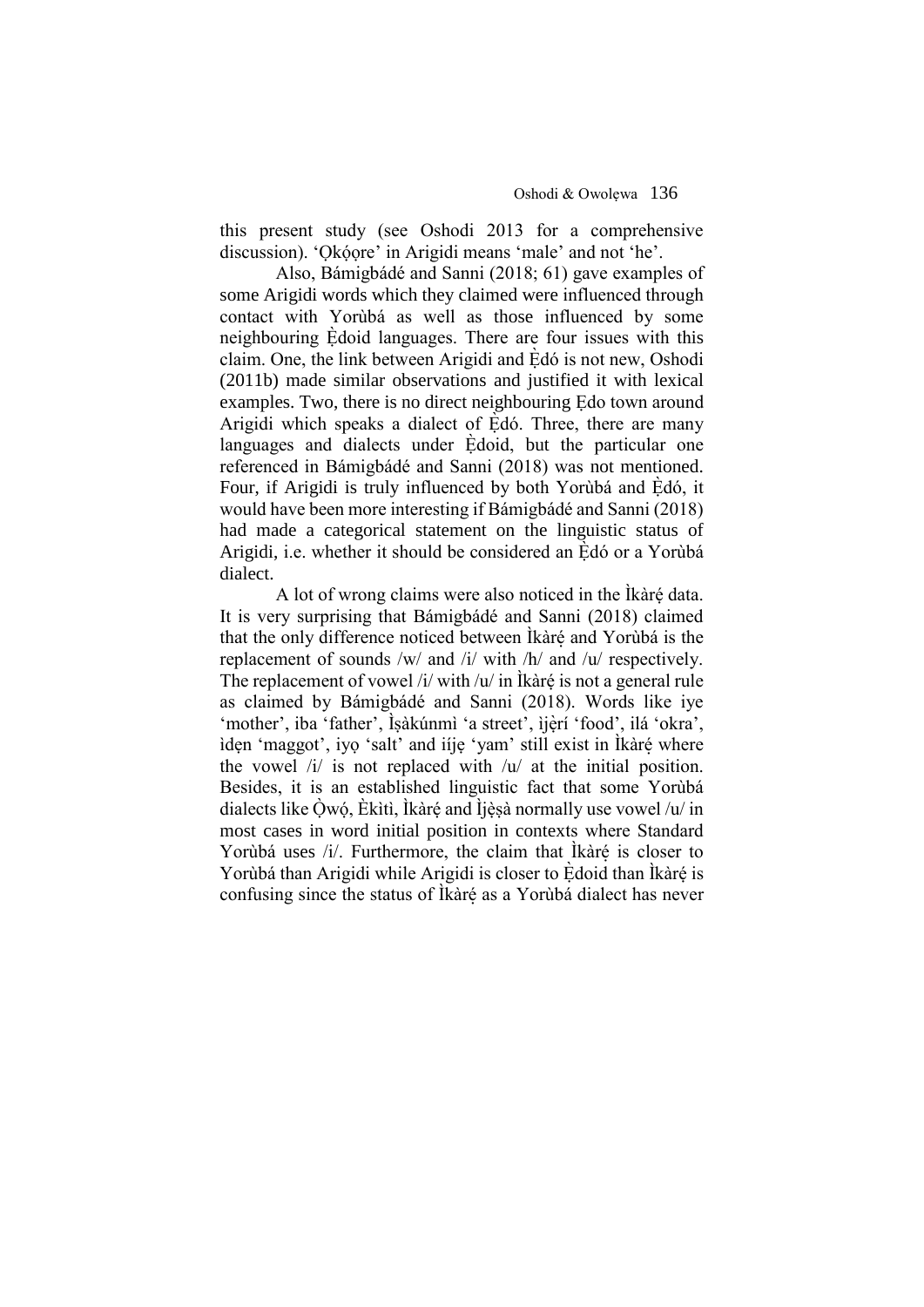this present study (see Oshodi 2013 for a comprehensive discussion). 'Ọkọ́ọre' in Arigidi means 'male' and not 'he'.

Also, Bámigbádé and Sanni (2018; 61) gave examples of some Arigidi words which they claimed were influenced through contact with Yorùbá as well as those influenced by some neighbouring Ẹ̀doid languages. There are four issues with this claim. One, the link between Arigidi and Ẹ̀dó is not new, Oshodi (2011b) made similar observations and justified it with lexical examples. Two, there is no direct neighbouring Ẹdo town around Arigidi which speaks a dialect of Ẹ̀dó. Three, there are many languages and dialects under Ẹ̀doid, but the particular one referenced in Bámigbádé and Sanni (2018) was not mentioned. Four, if Arigidi is truly influenced by both Yorùbá and Ẹ̀dó, it would have been more interesting if Bámigbádé and Sanni (2018) had made a categorical statement on the linguistic status of Arigidi, i.e. whether it should be considered an Ẹ̀dó or a Yorùbá dialect.

A lot of wrong claims were also noticed in the Ìkàrẹ́ data. It is very surprising that Bámigbádé and Sanni (2018) claimed that the only difference noticed between Ìkàrẹ́ and Yorùbá is the replacement of sounds /w/ and /i/ with /h/ and /u/ respectively. The replacement of vowel /i/ with /u/ in Ìkàrẹ́ is not a general rule as claimed by Bámigbádé and Sanni (2018). Words like iye 'mother', iba 'father', Ìṣàkúnmì 'a street', ìjẹ̀rí 'food', ilá 'okra', ìdẹn 'maggot', iyọ 'salt' and iíjẹ 'yam' still exist in Ìkàrẹ́ where the vowel /i/ is not replaced with /u/ at the initial position. Besides, it is an established linguistic fact that some Yorùbá dialects like Ọ̀wọ́, Èkìtì, Ìkàrẹ́ and Ìjẹ̀ṣà normally use vowel /u/ in most cases in word initial position in contexts where Standard Yorùbá uses /i/. Furthermore, the claim that Ìkàrẹ́ is closer to Yorùbá than Arigidi while Arigidi is closer to Ẹ̀doid than Ìkàrẹ́ is confusing since the status of Ìkàrẹ́ as a Yorùbá dialect has never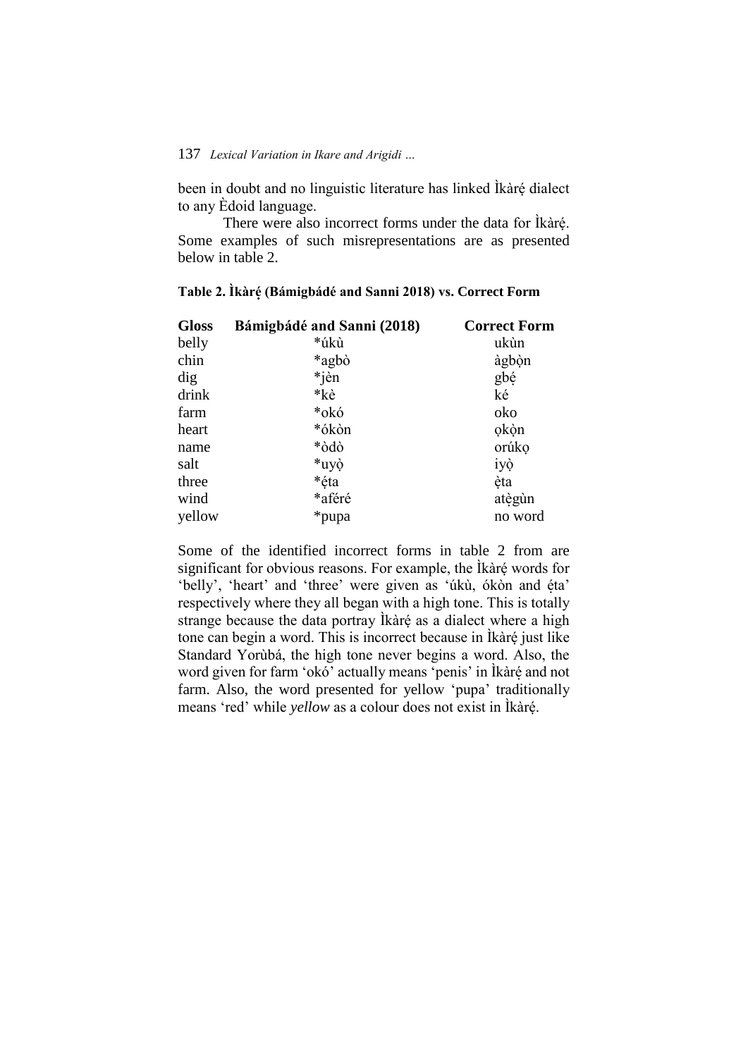been in doubt and no linguistic literature has linked Ìkàrẹ́ dialect to any Èdoid language.

There were also incorrect forms under the data for Ìkàrẹ́. Some examples of such misrepresentations are as presented below in table 2.

**Table 2. Ìkàrẹ́ (Bámigbádé and Sanni 2018) vs. Correct Form**

| Gloss | Bámigbádé and Sanni (2018) | Correct Form |
|---|---|---|
| belly | *úkù | ukùn |
| chin | *agbò | àgbọ̀n |
| dig | *jèn | gbẹ́ |
| drink | *kè | ké |
| farm | *okó | oko |
| heart | *ókòn | ọkọ̀n |
| name | *òdò | orúkọ |
| salt | *uyọ̀ | iyọ̀ |
| three | *ẹ́ta | ẹ̀ta |
| wind | *aféré | atẹ̀gùn |
| yellow | *pupa | no word |

Some of the identified incorrect forms in table 2 from are significant for obvious reasons. For example, the Ìkàrẹ́ words for 'belly', 'heart' and 'three' were given as 'úkù, ókòn and ẹ́ta' respectively where they all began with a high tone. This is totally strange because the data portray Ìkàrẹ́ as a dialect where a high tone can begin a word. This is incorrect because in Ìkàrẹ́ just like Standard Yorùbá, the high tone never begins a word. Also, the word given for farm 'okó' actually means 'penis' in Ìkàrẹ́ and not farm. Also, the word presented for yellow 'pupa' traditionally means 'red' while *yellow* as a colour does not exist in Ìkàrẹ́.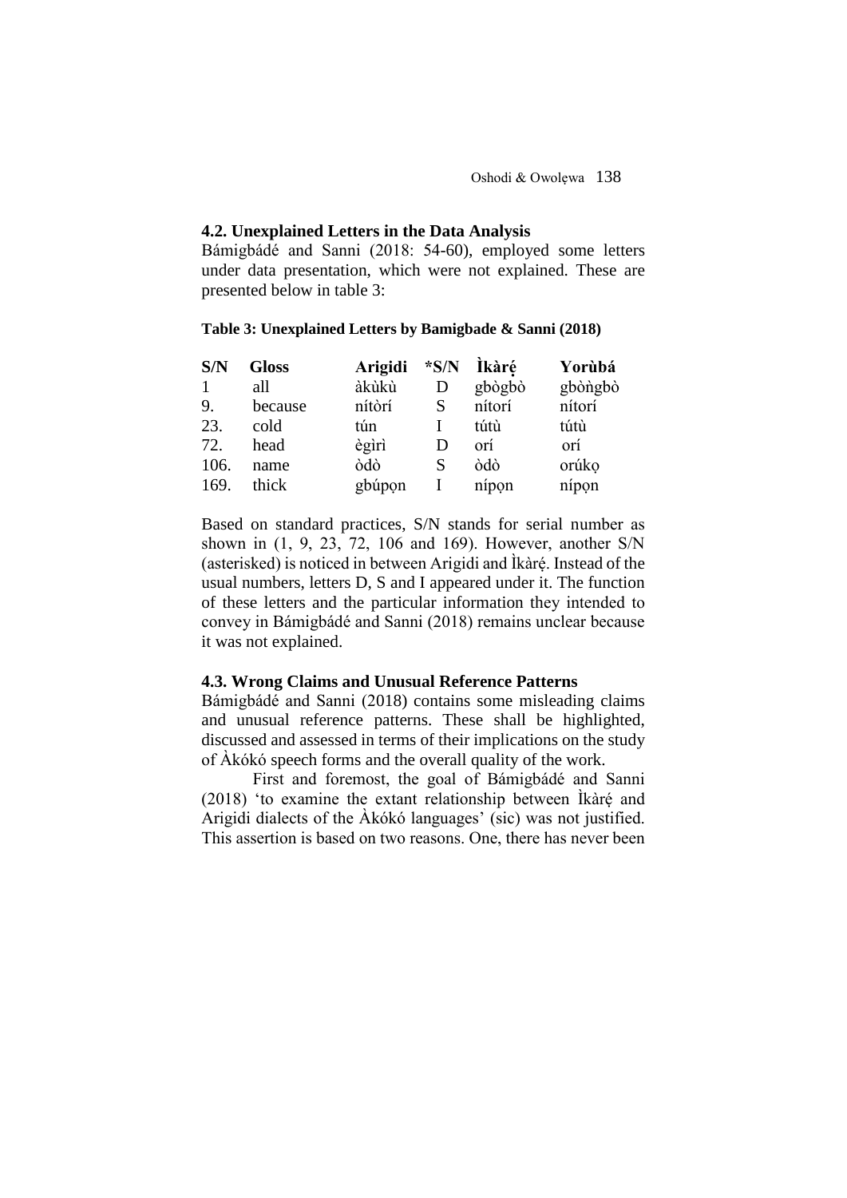### 4.2. Unexplained Letters in the Data Analysis

Bámigbádé and Sanni (2018: 54-60), employed some letters under data presentation, which were not explained. These are presented below in table 3:

**Table 3: Unexplained Letters by Bamigbade & Sanni (2018)**

| S/N | Gloss | Arigidi | *S/N | Ìkàrẹ́ | Yorùbá |
|---|---|---|---|---|---|
| 1 | all | àkùkù | D | gbògbò | gbòǹgbò |
| 9. | because | nítòrí | S | nítorí | nítorí |
| 23. | cold | tún | I | tútù | tútù |
| 72. | head | ègìrì | D | orí | orí |
| 106. | name | òdò | S | òdò | orúkọ |
| 169. | thick | gbúpọn | I | nípọn | nípọn |

Based on standard practices, S/N stands for serial number as shown in (1, 9, 23, 72, 106 and 169). However, another S/N (asterisked) is noticed in between Arigidi and Ìkàrẹ́. Instead of the usual numbers, letters D, S and I appeared under it. The function of these letters and the particular information they intended to convey in Bámigbádé and Sanni (2018) remains unclear because it was not explained.

### 4.3. Wrong Claims and Unusual Reference Patterns

Bámigbádé and Sanni (2018) contains some misleading claims and unusual reference patterns. These shall be highlighted, discussed and assessed in terms of their implications on the study of Àkókó speech forms and the overall quality of the work.

First and foremost, the goal of Bámigbádé and Sanni (2018) 'to examine the extant relationship between Ìkàrẹ́ and Arigidi dialects of the Àkókó languages' (sic) was not justified. This assertion is based on two reasons. One, there has never been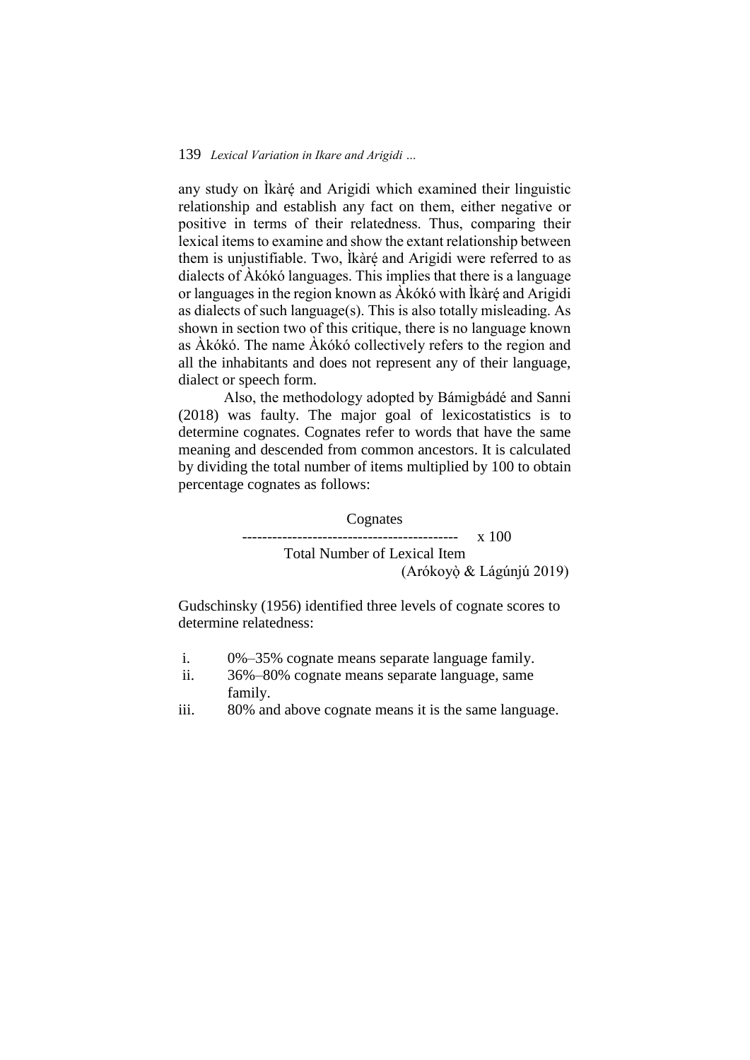any study on Ìkàrẹ́ and Arigidi which examined their linguistic relationship and establish any fact on them, either negative or positive in terms of their relatedness. Thus, comparing their lexical items to examine and show the extant relationship between them is unjustifiable. Two, Ìkàrẹ́ and Arigidi were referred to as dialects of Àkókó languages. This implies that there is a language or languages in the region known as Àkókó with Ìkàrẹ́ and Arigidi as dialects of such language(s). This is also totally misleading. As shown in section two of this critique, there is no language known as Àkókó. The name Àkókó collectively refers to the region and all the inhabitants and does not represent any of their language, dialect or speech form.

Also, the methodology adopted by Bámigbádé and Sanni (2018) was faulty. The major goal of lexicostatistics is to determine cognates. Cognates refer to words that have the same meaning and descended from common ancestors. It is calculated by dividing the total number of items multiplied by 100 to obtain percentage cognates as follows:

$$\frac{\text{Cognates}}{\text{Total Number of Lexical Item}} \times 100$$

(Arókoyọ̀ & Lágúnjú 2019)

Gudschinsky (1956) identified three levels of cognate scores to determine relatedness:

i. 0%–35% cognate means separate language family.
ii. 36%–80% cognate means separate language, same family.
iii. 80% and above cognate means it is the same language.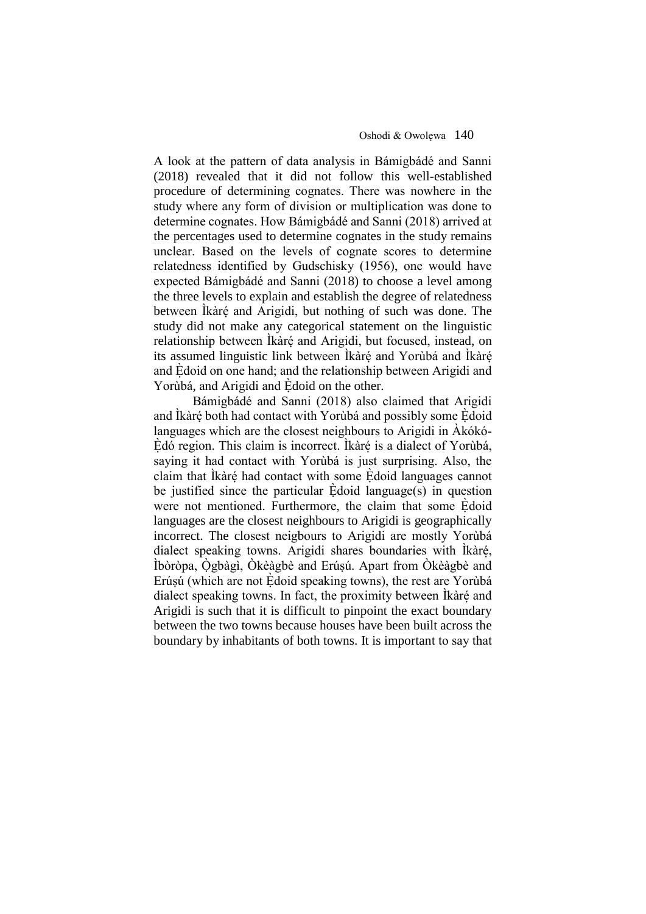A look at the pattern of data analysis in Bámigbádé and Sanni (2018) revealed that it did not follow this well-established procedure of determining cognates. There was nowhere in the study where any form of division or multiplication was done to determine cognates. How Bámigbádé and Sanni (2018) arrived at the percentages used to determine cognates in the study remains unclear. Based on the levels of cognate scores to determine relatedness identified by Gudschisky (1956), one would have expected Bámigbádé and Sanni (2018) to choose a level among the three levels to explain and establish the degree of relatedness between Ìkàrẹ́ and Arigidi, but nothing of such was done. The study did not make any categorical statement on the linguistic relationship between Ìkàrẹ́ and Arigidi, but focused, instead, on its assumed linguistic link between Ìkàrẹ́ and Yorùbá and Ìkàrẹ́ and Ẹ̀doid on one hand; and the relationship between Arigidi and Yorùbá, and Arigidi and Ẹ̀doid on the other.

Bámigbádé and Sanni (2018) also claimed that Arigidi and Ìkàrẹ́ both had contact with Yorùbá and possibly some Ẹ̀doid languages which are the closest neighbours to Arigidi in Àkókó-Ẹ̀dó region. This claim is incorrect. Ìkàrẹ́ is a dialect of Yorùbá, saying it had contact with Yorùbá is just surprising. Also, the claim that Ìkàrẹ́ had contact with some Ẹ̀doid languages cannot be justified since the particular Ẹ̀doid language(s) in question were not mentioned. Furthermore, the claim that some Ẹ̀doid languages are the closest neighbours to Arigidi is geographically incorrect. The closest neigbours to Arigidi are mostly Yorùbá dialect speaking towns. Arigidi shares boundaries with Ìkàrẹ́, Ìbòròpa, Ọ̀gbàgì, Òkèàgbè and Erúṣú. Apart from Òkèàgbè and Erúṣú (which are not Ẹ̀doid speaking towns), the rest are Yorùbá dialect speaking towns. In fact, the proximity between Ìkàrẹ́ and Arigidi is such that it is difficult to pinpoint the exact boundary between the two towns because houses have been built across the boundary by inhabitants of both towns. It is important to say that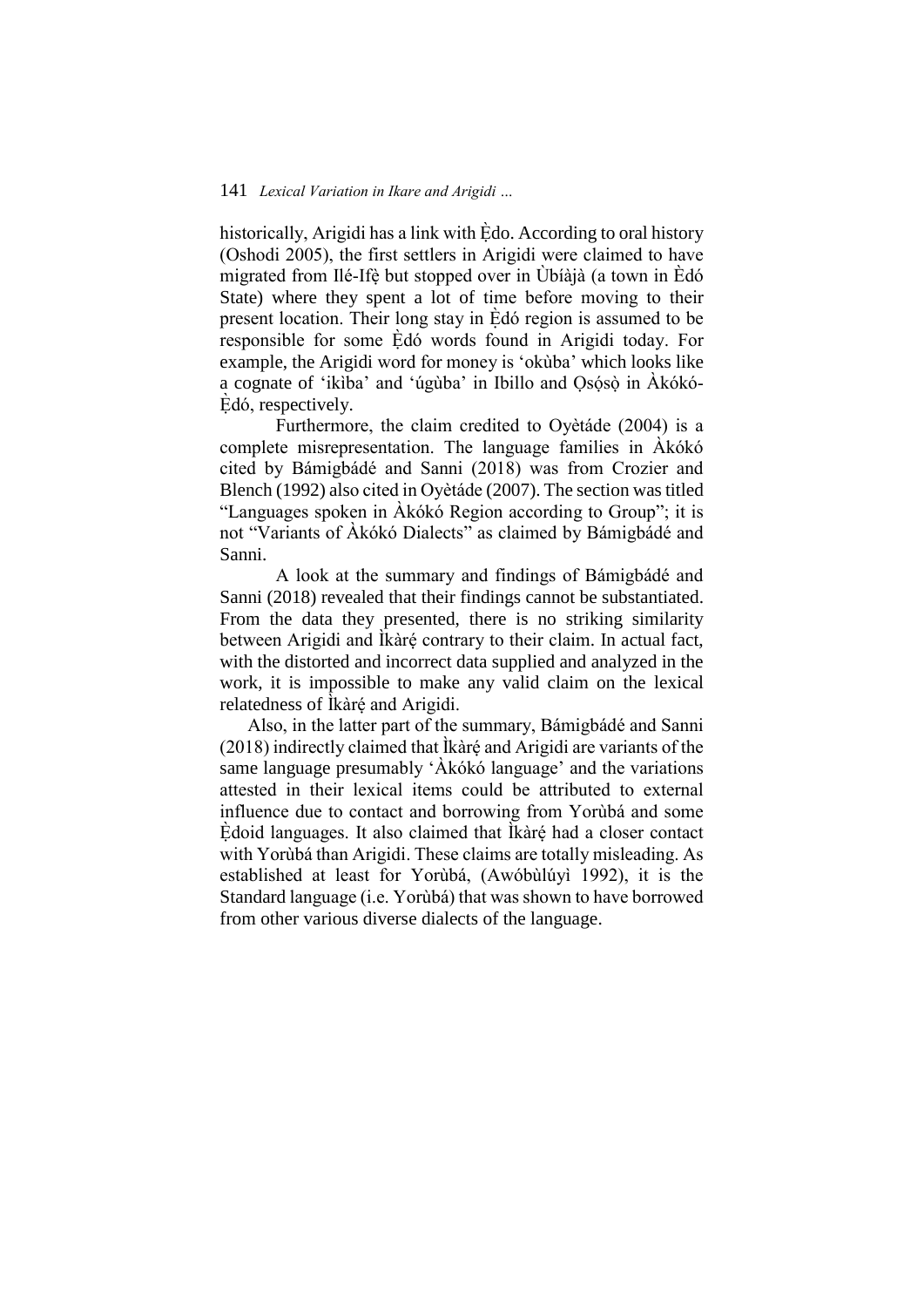historically, Arigidi has a link with Ẹ̀do. According to oral history (Oshodi 2005), the first settlers in Arigidi were claimed to have migrated from Ilé-Ifẹ̀ but stopped over in Ùbíàjà (a town in Èdó State) where they spent a lot of time before moving to their present location. Their long stay in Ẹ̀dó region is assumed to be responsible for some Ẹ̀dó words found in Arigidi today. For example, the Arigidi word for money is 'okùba' which looks like a cognate of 'ikiba' and 'úgùba' in Ibillo and Ọsọ́sọ̀ in Àkókó-Ẹ̀dó, respectively.

Furthermore, the claim credited to Oyètáde (2004) is a complete misrepresentation. The language families in Àkókó cited by Bámigbádé and Sanni (2018) was from Crozier and Blench (1992) also cited in Oyètáde (2007). The section was titled "Languages spoken in Àkókó Region according to Group"; it is not "Variants of Àkókó Dialects" as claimed by Bámigbádé and Sanni.

A look at the summary and findings of Bámigbádé and Sanni (2018) revealed that their findings cannot be substantiated. From the data they presented, there is no striking similarity between Arigidi and Ìkàrẹ́ contrary to their claim. In actual fact, with the distorted and incorrect data supplied and analyzed in the work, it is impossible to make any valid claim on the lexical relatedness of Ìkàrẹ́ and Arigidi.

Also, in the latter part of the summary, Bámigbádé and Sanni (2018) indirectly claimed that Ìkàrẹ́ and Arigidi are variants of the same language presumably 'Àkókó language' and the variations attested in their lexical items could be attributed to external influence due to contact and borrowing from Yorùbá and some Ẹ̀doid languages. It also claimed that Ìkàrẹ́ had a closer contact with Yorùbá than Arigidi. These claims are totally misleading. As established at least for Yorùbá, (Awóbùlúyì 1992), it is the Standard language (i.e. Yorùbá) that was shown to have borrowed from other various diverse dialects of the language.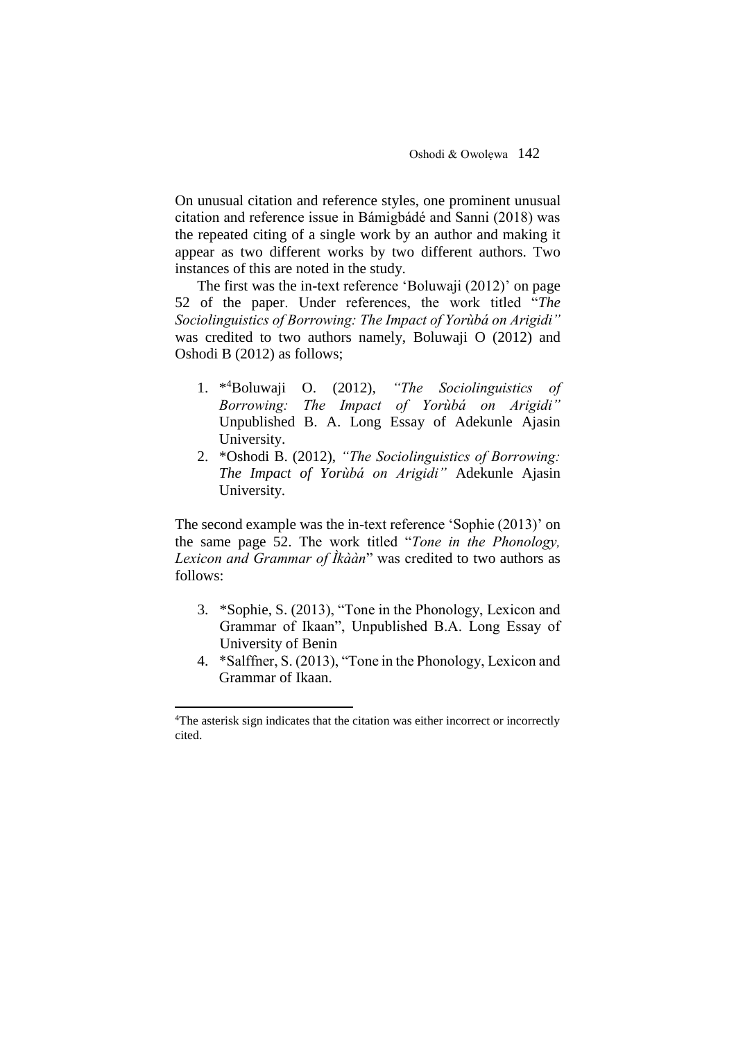On unusual citation and reference styles, one prominent unusual citation and reference issue in Bámigbádé and Sanni (2018) was the repeated citing of a single work by an author and making it appear as two different works by two different authors. Two instances of this are noted in the study.

The first was the in-text reference 'Boluwaji (2012)' on page 52 of the paper. Under references, the work titled "*The Sociolinguistics of Borrowing: The Impact of Yorùbá on Arigidi"* was credited to two authors namely, Boluwaji O (2012) and Oshodi B (2012) as follows;

1. *[4]Boluwaji O. (2012), *"The Sociolinguistics of Borrowing: The Impact of Yorùbá on Arigidi"* Unpublished B. A. Long Essay of Adekunle Ajasin University.
2. *Oshodi B. (2012), *"The Sociolinguistics of Borrowing: The Impact of Yorùbá on Arigidi"* Adekunle Ajasin University.

The second example was the in-text reference 'Sophie (2013)' on the same page 52. The work titled "*Tone in the Phonology, Lexicon and Grammar of Ìkààn*" was credited to two authors as follows:

3. *Sophie, S. (2013), "Tone in the Phonology, Lexicon and Grammar of Ikaan", Unpublished B.A. Long Essay of University of Benin
4. *Salffner, S. (2013), "Tone in the Phonology, Lexicon and Grammar of Ikaan.

---

[4]The asterisk sign indicates that the citation was either incorrect or incorrectly cited.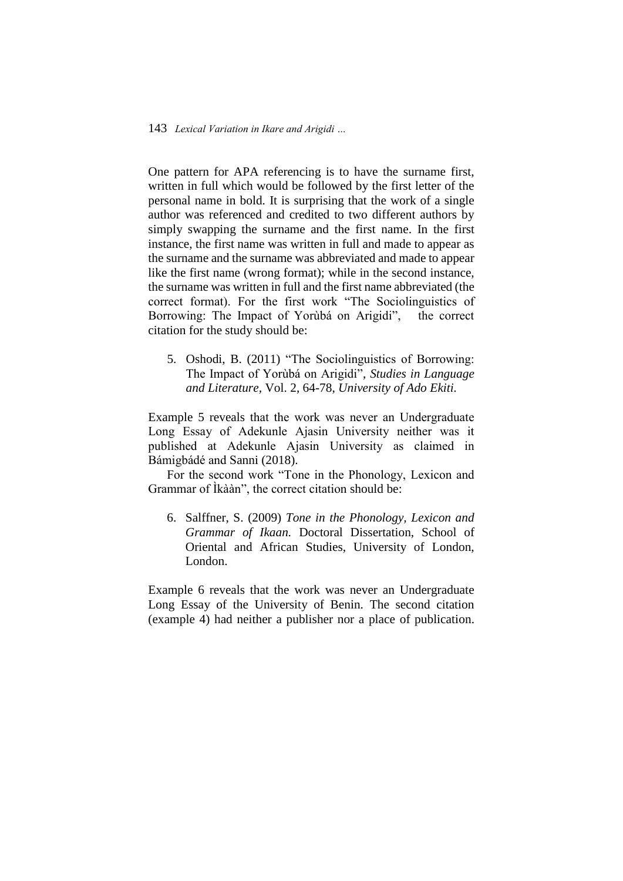One pattern for APA referencing is to have the surname first, written in full which would be followed by the first letter of the personal name in bold. It is surprising that the work of a single author was referenced and credited to two different authors by simply swapping the surname and the first name. In the first instance, the first name was written in full and made to appear as the surname and the surname was abbreviated and made to appear like the first name (wrong format); while in the second instance, the surname was written in full and the first name abbreviated (the correct format). For the first work "The Sociolinguistics of Borrowing: The Impact of Yorùbá on Arigidi", the correct citation for the study should be:

5. Oshodi, B. (2011) "The Sociolinguistics of Borrowing: The Impact of Yorùbá on Arigidi", *Studies in Language and Literature*, Vol. 2, 64-78, *University of Ado Ekiti.*

Example 5 reveals that the work was never an Undergraduate Long Essay of Adekunle Ajasin University neither was it published at Adekunle Ajasin University as claimed in Bámigbádé and Sanni (2018).

For the second work "Tone in the Phonology, Lexicon and Grammar of Ìkààn", the correct citation should be:

6. Salffner, S. (2009) *Tone in the Phonology, Lexicon and Grammar of Ikaan.* Doctoral Dissertation, School of Oriental and African Studies, University of London, London.

Example 6 reveals that the work was never an Undergraduate Long Essay of the University of Benin. The second citation (example 4) had neither a publisher nor a place of publication.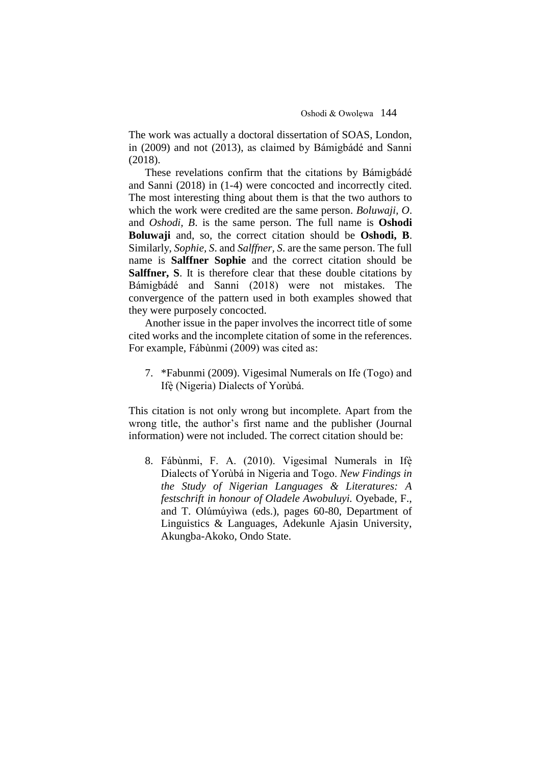The work was actually a doctoral dissertation of SOAS, London, in (2009) and not (2013), as claimed by Bámigbádé and Sanni (2018).

These revelations confirm that the citations by Bámigbádé and Sanni (2018) in (1-4) were concocted and incorrectly cited. The most interesting thing about them is that the two authors to which the work were credited are the same person. *Boluwaji, O*. and *Oshodi, B*. is the same person. The full name is **Oshodi Boluwaji** and, so, the correct citation should be **Oshodi, B**. Similarly, *Sophie, S*. and *Salffner, S*. are the same person. The full name is **Salffner Sophie** and the correct citation should be **Salffner, S**. It is therefore clear that these double citations by Bámigbádé and Sanni (2018) were not mistakes. The convergence of the pattern used in both examples showed that they were purposely concocted.

Another issue in the paper involves the incorrect title of some cited works and the incomplete citation of some in the references. For example, Fábùnmi (2009) was cited as:

7. *Fabunmi (2009). Vigesimal Numerals on Ife (Togo) and Ifẹ̀ (Nigeria) Dialects of Yorùbá.

This citation is not only wrong but incomplete. Apart from the wrong title, the author's first name and the publisher (Journal information) were not included. The correct citation should be:

8. Fábùnmi, F. A. (2010). Vigesimal Numerals in Ifẹ̀ Dialects of Yorùbá in Nigeria and Togo. *New Findings in the Study of Nigerian Languages & Literatures: A festschrift in honour of Oladele Awobuluyi.* Oyebade, F., and T. Olúmúyìwa (eds.), pages 60-80, Department of Linguistics & Languages, Adekunle Ajasin University, Akungba-Akoko, Ondo State.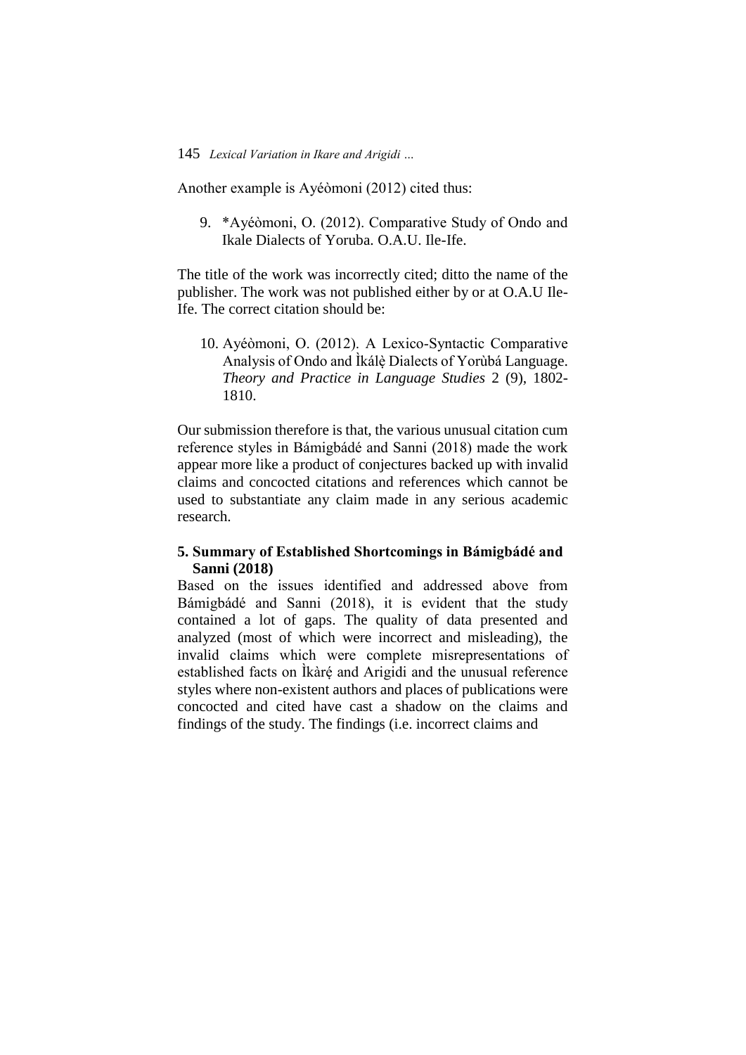Another example is Ayéòmoni (2012) cited thus:

9. *Ayéòmoni, O. (2012). Comparative Study of Ondo and Ikale Dialects of Yoruba. O.A.U. Ile-Ife.

The title of the work was incorrectly cited; ditto the name of the publisher. The work was not published either by or at O.A.U Ile-Ife. The correct citation should be:

10. Ayéòmoni, O. (2012). A Lexico-Syntactic Comparative Analysis of Ondo and Ìkálẹ̀ Dialects of Yorùbá Language. *Theory and Practice in Language Studies* 2 (9), 1802-1810.

Our submission therefore is that, the various unusual citation cum reference styles in Bámigbádé and Sanni (2018) made the work appear more like a product of conjectures backed up with invalid claims and concocted citations and references which cannot be used to substantiate any claim made in any serious academic research.

## 5. Summary of Established Shortcomings in Bámigbádé and Sanni (2018)

Based on the issues identified and addressed above from Bámigbádé and Sanni (2018), it is evident that the study contained a lot of gaps. The quality of data presented and analyzed (most of which were incorrect and misleading), the invalid claims which were complete misrepresentations of established facts on Ìkàrẹ́ and Arigidi and the unusual reference styles where non-existent authors and places of publications were concocted and cited have cast a shadow on the claims and findings of the study. The findings (i.e. incorrect claims and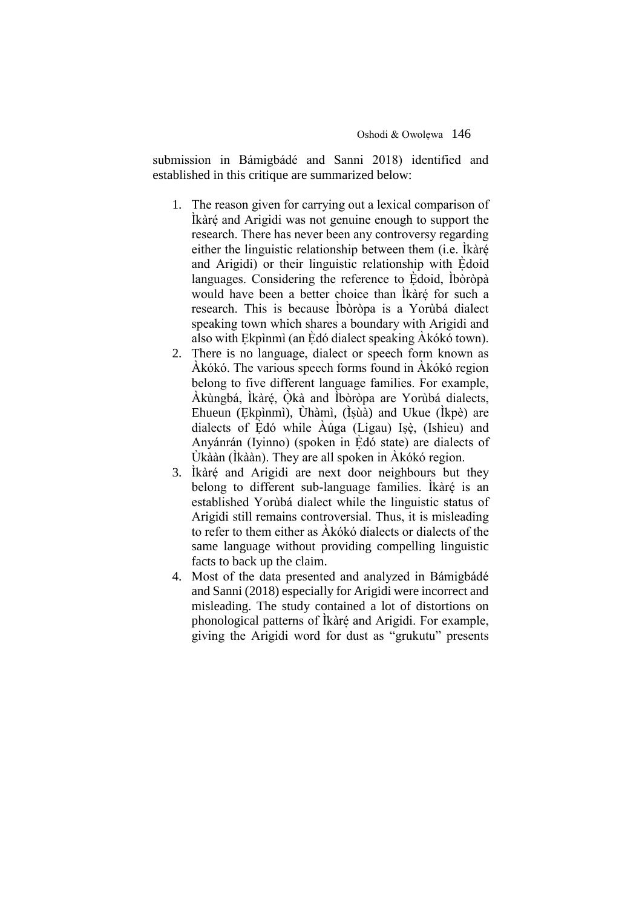submission in Bámigbádé and Sanni 2018) identified and established in this critique are summarized below:

1. The reason given for carrying out a lexical comparison of Ìkàrẹ́ and Arigidi was not genuine enough to support the research. There has never been any controversy regarding either the linguistic relationship between them (i.e. Ìkàrẹ́ and Arigidi) or their linguistic relationship with Ẹ̀doid languages. Considering the reference to Ẹ̀doid, Ìbòròpà would have been a better choice than Ìkàrẹ́ for such a research. This is because Ìbòròpa is a Yorùbá dialect speaking town which shares a boundary with Arigidi and also with Ẹkpìnmì (an Ẹ̀dó dialect speaking Àkókó town).
2. There is no language, dialect or speech form known as Àkókó. The various speech forms found in Àkókó region belong to five different language families. For example, Àkùngbá, Ìkàrẹ́, Ọ̀kà and Ìbòròpa are Yorùbá dialects, Ehueun (Ẹkpìnmì), Ùhàmì, (Ìṣùà) and Ukue (Ìkpè) are dialects of Ẹ̀dó while Àúga (Ligau) Iṣẹ̀, (Ishieu) and Anyánrán (Iyinno) (spoken in Ẹ̀dó state) are dialects of Ùkààn (Ìkààn). They are all spoken in Àkókó region.
3. Ìkàrẹ́ and Arigidi are next door neighbours but they belong to different sub-language families. Ìkàrẹ́ is an established Yorùbá dialect while the linguistic status of Arigidi still remains controversial. Thus, it is misleading to refer to them either as Àkókó dialects or dialects of the same language without providing compelling linguistic facts to back up the claim.
4. Most of the data presented and analyzed in Bámigbádé and Sanni (2018) especially for Arigidi were incorrect and misleading. The study contained a lot of distortions on phonological patterns of Ìkàrẹ́ and Arigidi. For example, giving the Arigidi word for dust as “grukutu” presents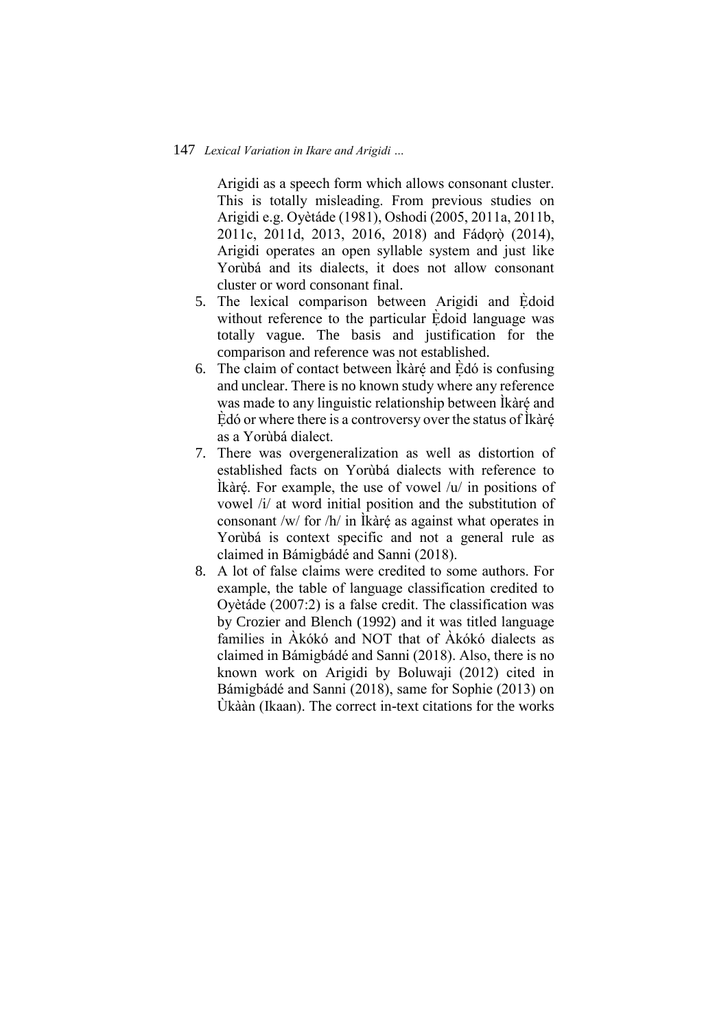Arigidi as a speech form which allows consonant cluster. This is totally misleading. From previous studies on Arigidi e.g. Oyètáde (1981), Oshodi (2005, 2011a, 2011b, 2011c, 2011d, 2013, 2016, 2018) and Fádọrọ̀ (2014), Arigidi operates an open syllable system and just like Yorùbá and its dialects, it does not allow consonant cluster or word consonant final.

5. The lexical comparison between Arigidi and Ẹ̀doid without reference to the particular Ẹ̀doid language was totally vague. The basis and justification for the comparison and reference was not established.
6. The claim of contact between Ìkàrẹ́ and Ẹ̀dó is confusing and unclear. There is no known study where any reference was made to any linguistic relationship between Ìkàrẹ́ and Ẹ̀dó or where there is a controversy over the status of Ìkàrẹ́ as a Yorùbá dialect.
7. There was overgeneralization as well as distortion of established facts on Yorùbá dialects with reference to Ìkàrẹ́. For example, the use of vowel /u/ in positions of vowel /i/ at word initial position and the substitution of consonant /w/ for /h/ in Ìkàrẹ́ as against what operates in Yorùbá is context specific and not a general rule as claimed in Bámigbádé and Sanni (2018).
8. A lot of false claims were credited to some authors. For example, the table of language classification credited to Oyètáde (2007:2) is a false credit. The classification was by Crozier and Blench (1992) and it was titled language families in Àkókó and NOT that of Àkókó dialects as claimed in Bámigbádé and Sanni (2018). Also, there is no known work on Arigidi by Boluwaji (2012) cited in Bámigbádé and Sanni (2018), same for Sophie (2013) on Ùkààn (Ikaan). The correct in-text citations for the works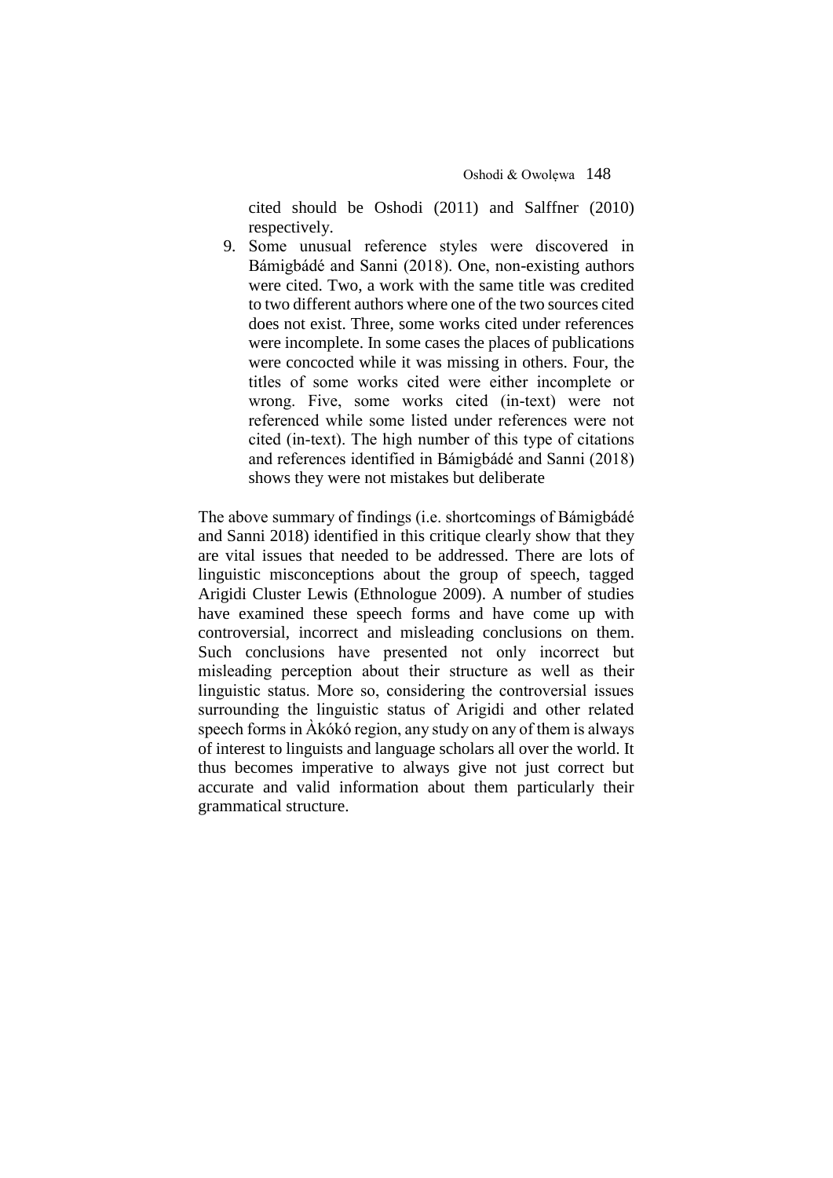cited should be Oshodi (2011) and Salffner (2010) respectively.

9. Some unusual reference styles were discovered in Bámigbádé and Sanni (2018). One, non-existing authors were cited. Two, a work with the same title was credited to two different authors where one of the two sources cited does not exist. Three, some works cited under references were incomplete. In some cases the places of publications were concocted while it was missing in others. Four, the titles of some works cited were either incomplete or wrong. Five, some works cited (in-text) were not referenced while some listed under references were not cited (in-text). The high number of this type of citations and references identified in Bámigbádé and Sanni (2018) shows they were not mistakes but deliberate

The above summary of findings (i.e. shortcomings of Bámigbádé and Sanni 2018) identified in this critique clearly show that they are vital issues that needed to be addressed. There are lots of linguistic misconceptions about the group of speech, tagged Arigidi Cluster Lewis (Ethnologue 2009). A number of studies have examined these speech forms and have come up with controversial, incorrect and misleading conclusions on them. Such conclusions have presented not only incorrect but misleading perception about their structure as well as their linguistic status. More so, considering the controversial issues surrounding the linguistic status of Arigidi and other related speech forms in Àkókó region, any study on any of them is always of interest to linguists and language scholars all over the world. It thus becomes imperative to always give not just correct but accurate and valid information about them particularly their grammatical structure.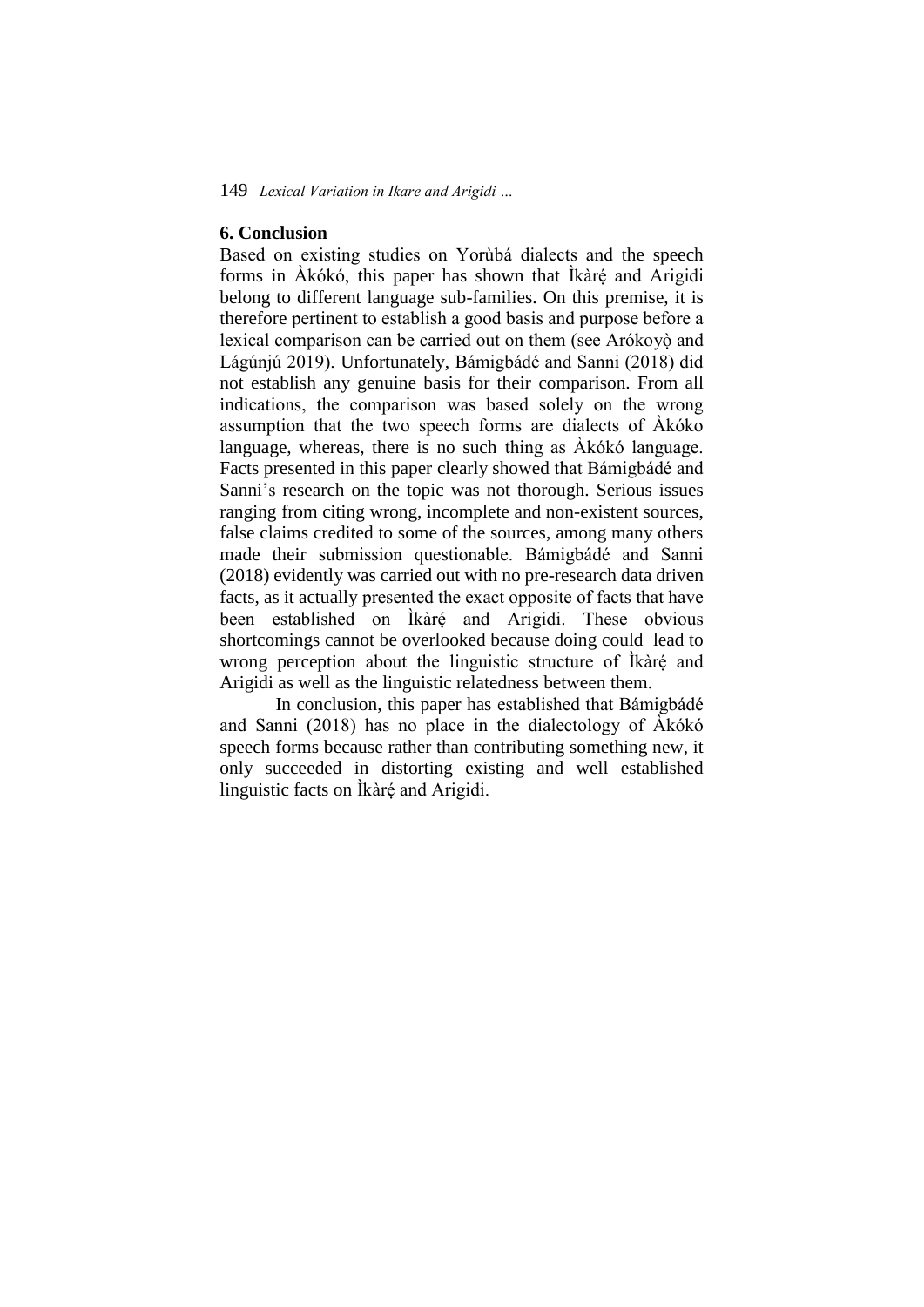## 6. Conclusion

Based on existing studies on Yorùbá dialects and the speech forms in Àkókó, this paper has shown that Ìkàrẹ́ and Arigidi belong to different language sub-families. On this premise, it is therefore pertinent to establish a good basis and purpose before a lexical comparison can be carried out on them (see Arókoyọ̀ and Lágúnjú 2019). Unfortunately, Bámigbádé and Sanni (2018) did not establish any genuine basis for their comparison. From all indications, the comparison was based solely on the wrong assumption that the two speech forms are dialects of Àkóko language, whereas, there is no such thing as Àkókó language. Facts presented in this paper clearly showed that Bámigbádé and Sanni's research on the topic was not thorough. Serious issues ranging from citing wrong, incomplete and non-existent sources, false claims credited to some of the sources, among many others made their submission questionable. Bámigbádé and Sanni (2018) evidently was carried out with no pre-research data driven facts, as it actually presented the exact opposite of facts that have been established on Ìkàrẹ́ and Arigidi. These obvious shortcomings cannot be overlooked because doing could lead to wrong perception about the linguistic structure of Ìkàrẹ́ and Arigidi as well as the linguistic relatedness between them.

In conclusion, this paper has established that Bámigbádé and Sanni (2018) has no place in the dialectology of Àkókó speech forms because rather than contributing something new, it only succeeded in distorting existing and well established linguistic facts on Ìkàrẹ́ and Arigidi.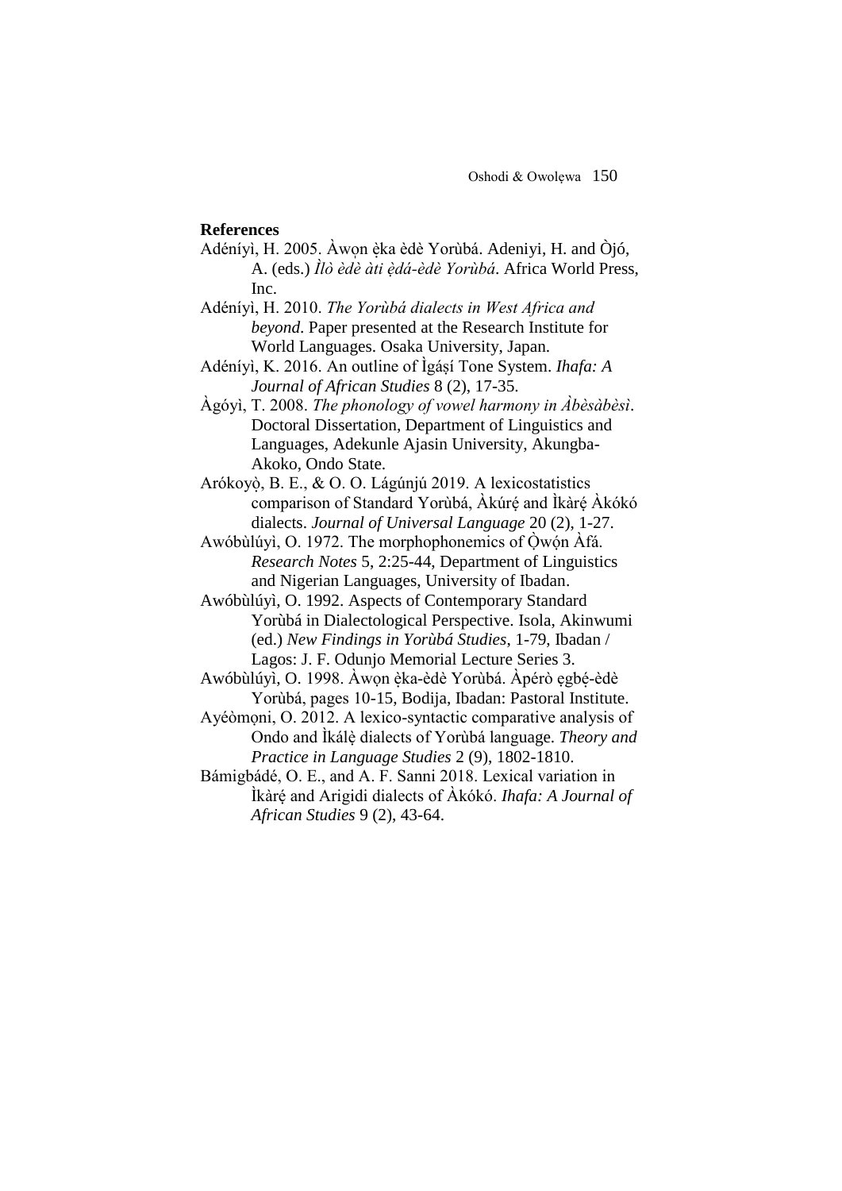## References

Adéníyì, H. 2005. Àwọn ẹ̀ka èdè Yorùbá. Adeniyi, H. and Òjó, A. (eds.) *Ìlò èdè àti ẹ̀dá-èdè Yorùbá*. Africa World Press, Inc.

Adéníyì, H. 2010. *The Yorùbá dialects in West Africa and beyond*. Paper presented at the Research Institute for World Languages. Osaka University, Japan.

Adéníyì, K. 2016. An outline of Ìgáṣí Tone System. *Ihafa: A Journal of African Studies* 8 (2), 17-35.

Àgóyì, T. 2008. *The phonology of vowel harmony in Àbèsàbèsì*. Doctoral Dissertation, Department of Linguistics and Languages, Adekunle Ajasin University, Akungba-Akoko, Ondo State.

Arókoyọ̀, B. E., & O. O. Lágúnjú 2019. A lexicostatistics comparison of Standard Yorùbá, Àkúrẹ́ and Ìkàrẹ́ Àkókó dialects. *Journal of Universal Language* 20 (2), 1-27.

Awóbùlúyì, O. 1972. The morphophonemics of Ọ̀wọ́n Àfá. *Research Notes* 5, 2:25-44, Department of Linguistics and Nigerian Languages, University of Ibadan.

Awóbùlúyì, O. 1992. Aspects of Contemporary Standard Yorùbá in Dialectological Perspective. Isola, Akinwumi (ed.) *New Findings in Yorùbá Studies*, 1-79, Ibadan / Lagos: J. F. Odunjo Memorial Lecture Series 3.

Awóbùlúyì, O. 1998. Àwọn ẹ̀ka-èdè Yorùbá. Àpérò ẹgbẹ́-èdè Yorùbá, pages 10-15, Bodija, Ibadan: Pastoral Institute.

Ayéọ̀mọni, O. 2012. A lexico-syntactic comparative analysis of Ondo and Ìkálẹ̀ dialects of Yorùbá language. *Theory and Practice in Language Studies* 2 (9), 1802-1810.

Bámigbádé, O. E., and A. F. Sanni 2018. Lexical variation in Ìkàrẹ́ and Arigidi dialects of Àkókó. *Ihafa: A Journal of African Studies* 9 (2), 43-64.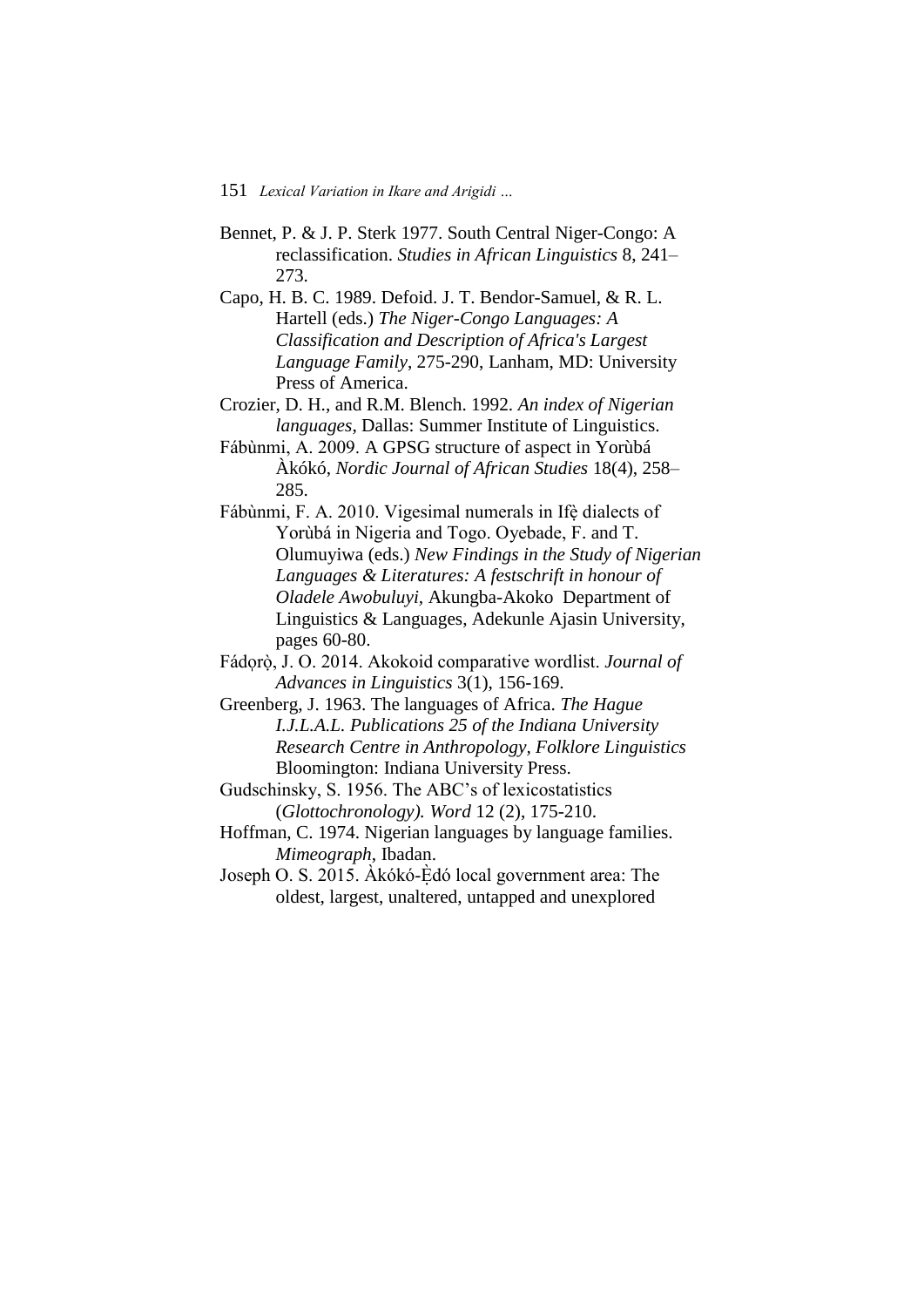Bennet, P. & J. P. Sterk 1977. South Central Niger-Congo: A reclassification. *Studies in African Linguistics* 8, 241–273.

Capo, H. B. C. 1989. Defoid. J. T. Bendor-Samuel, & R. L. Hartell (eds.) *The Niger-Congo Languages: A Classification and Description of Africa's Largest Language Family*, 275-290, Lanham, MD: University Press of America.

Crozier, D. H., and R.M. Blench. 1992. *An index of Nigerian languages*, Dallas: Summer Institute of Linguistics.

Fábùnmi, A. 2009. A GPSG structure of aspect in Yorùbá Àkókó, *Nordic Journal of African Studies* 18(4), 258–285.

Fábùnmi, F. A. 2010. Vigesimal numerals in Ifẹ̀ dialects of Yorùbá in Nigeria and Togo. Oyebade, F. and T. Olumuyiwa (eds.) *New Findings in the Study of Nigerian Languages & Literatures: A festschrift in honour of Oladele Awobuluyi*, Akungba-Akoko Department of Linguistics & Languages, Adekunle Ajasin University, pages 60-80.

Fádọrọ̀, J. O. 2014. Akokoid comparative wordlist. *Journal of Advances in Linguistics* 3(1), 156-169.

Greenberg, J. 1963. The languages of Africa. *The Hague I.J.L.A.L. Publications 25 of the Indiana University Research Centre in Anthropology, Folklore Linguistics* Bloomington: Indiana University Press.

Gudschinsky, S. 1956. The ABC's of lexicostatistics (*Glottochronology). Word* 12 (2), 175-210.

Hoffman, C. 1974. Nigerian languages by language families. *Mimeograph*, Ibadan.

Joseph O. S. 2015. Àkókó-Ẹ̀dó local government area: The oldest, largest, unaltered, untapped and unexplored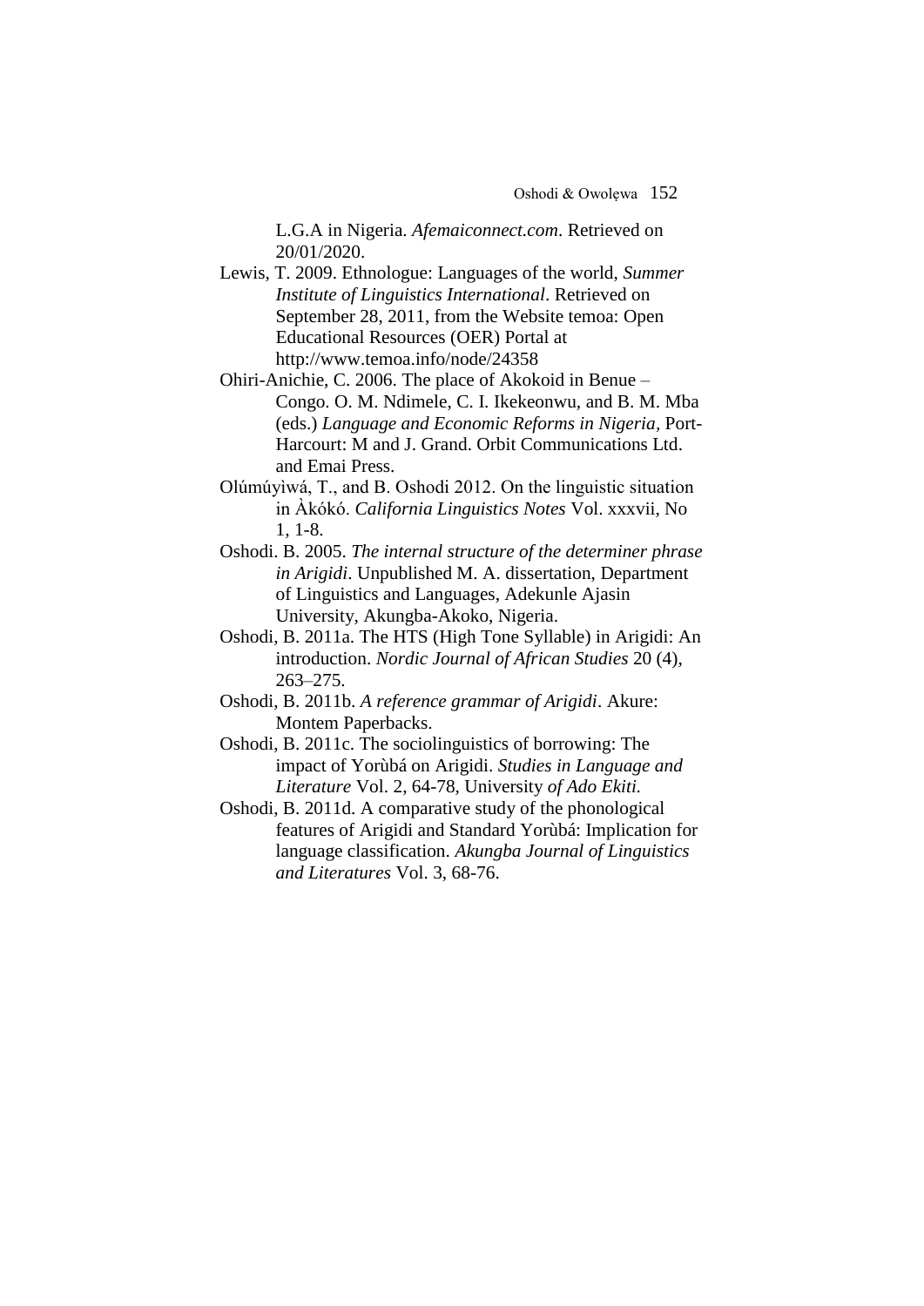L.G.A in Nigeria. *Afemaiconnect.com*. Retrieved on 20/01/2020.

Lewis, T. 2009. Ethnologue: Languages of the world, *Summer Institute of Linguistics International*. Retrieved on September 28, 2011, from the Website temoa: Open Educational Resources (OER) Portal at http://www.temoa.info/node/24358

Ohiri-Anichie, C. 2006. The place of Akokoid in Benue – Congo. O. M. Ndimele, C. I. Ikekeonwu, and B. M. Mba (eds.) *Language and Economic Reforms in Nigeria*, Port-Harcourt: M and J. Grand. Orbit Communications Ltd. and Emai Press.

Olúmúyìwá, T., and B. Oshodi 2012. On the linguistic situation in Àkókó. *California Linguistics Notes* Vol. xxxvii, No 1, 1-8.

Oshodi. B. 2005. *The internal structure of the determiner phrase in Arigidi*. Unpublished M. A. dissertation, Department of Linguistics and Languages, Adekunle Ajasin University, Akungba-Akoko, Nigeria.

Oshodi, B. 2011a. The HTS (High Tone Syllable) in Arigidi: An introduction. *Nordic Journal of African Studies* 20 (4), 263–275.

Oshodi, B. 2011b. *A reference grammar of Arigidi*. Akure: Montem Paperbacks.

Oshodi, B. 2011c. The sociolinguistics of borrowing: The impact of Yorùbá on Arigidi. *Studies in Language and Literature* Vol. 2, 64-78, University *of Ado Ekiti.*

Oshodi, B. 2011d. A comparative study of the phonological features of Arigidi and Standard Yorùbá: Implication for language classification. *Akungba Journal of Linguistics and Literatures* Vol. 3, 68-76.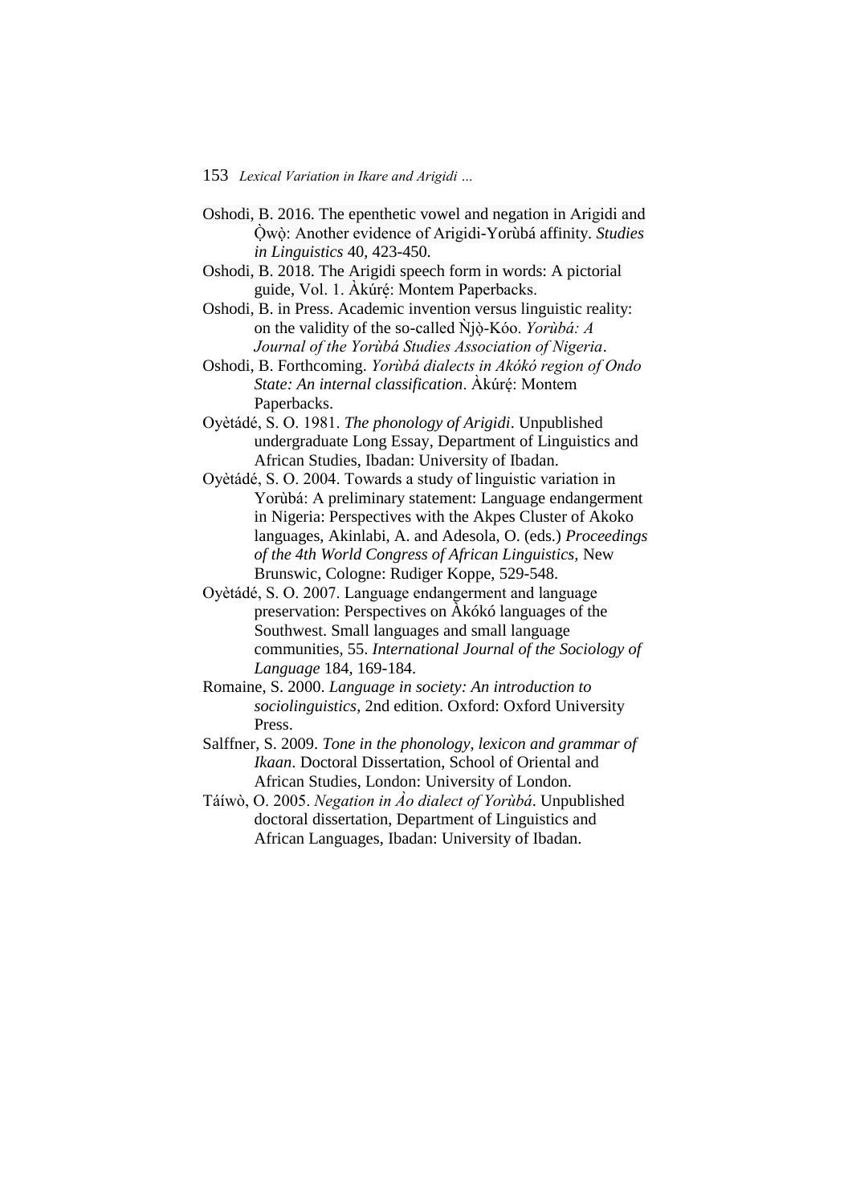Oshodi, B. 2016. The epenthetic vowel and negation in Arigidi and Ọ̀wọ̀: Another evidence of Arigidi-Yorùbá affinity. *Studies in Linguistics* 40, 423-450.

Oshodi, B. 2018. The Arigidi speech form in words: A pictorial guide, Vol. 1. Àkúrẹ́: Montem Paperbacks.

Oshodi, B. in Press. Academic invention versus linguistic reality: on the validity of the so-called Ǹjọ̀-Kóo. *Yorùbá: A Journal of the Yorùbá Studies Association of Nigeria*.

Oshodi, B. Forthcoming. *Yorùbá dialects in Akókó region of Ondo State: An internal classification*. Àkúrẹ́: Montem Paperbacks.

Oyètádé, S. O. 1981. *The phonology of Arigidi*. Unpublished undergraduate Long Essay, Department of Linguistics and African Studies, Ibadan: University of Ibadan.

Oyètádé, S. O. 2004. Towards a study of linguistic variation in Yorùbá: A preliminary statement: Language endangerment in Nigeria: Perspectives with the Akpes Cluster of Akoko languages, Akinlabi, A. and Adesola, O. (eds.) *Proceedings of the 4th World Congress of African Linguistics*, New Brunswic, Cologne: Rudiger Koppe, 529-548.

Oyètádé, S. O. 2007. Language endangerment and language preservation: Perspectives on Àkókó languages of the Southwest. Small languages and small language communities, 55. *International Journal of the Sociology of Language* 184, 169-184.

Romaine, S. 2000. *Language in society: An introduction to sociolinguistics*, 2nd edition. Oxford: Oxford University Press.

Salffner, S. 2009. *Tone in the phonology, lexicon and grammar of Ikaan*. Doctoral Dissertation, School of Oriental and African Studies, London: University of London.

Táíwò, O. 2005. *Negation in Ào dialect of Yorùbá*. Unpublished doctoral dissertation, Department of Linguistics and African Languages, Ibadan: University of Ibadan.